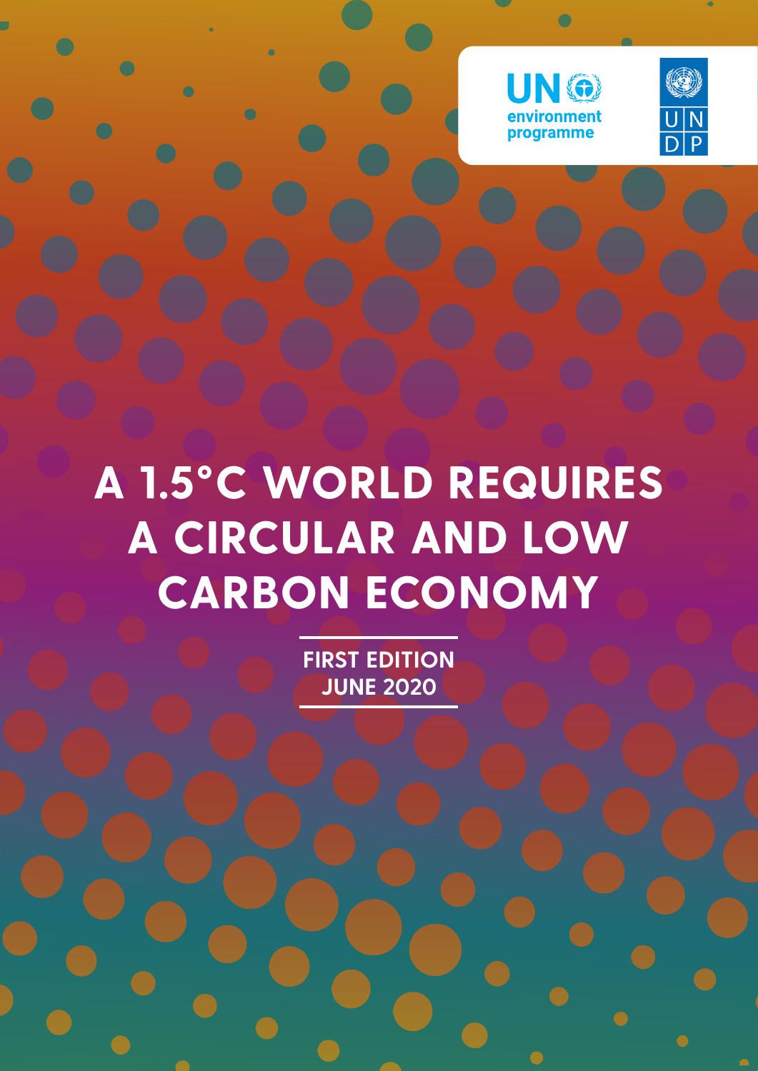UN environment programme

UNDP

# A 1.5°C WORLD REQUIRES A CIRCULAR AND LOW CARBON ECONOMY

FIRST EDITION
JUNE 2020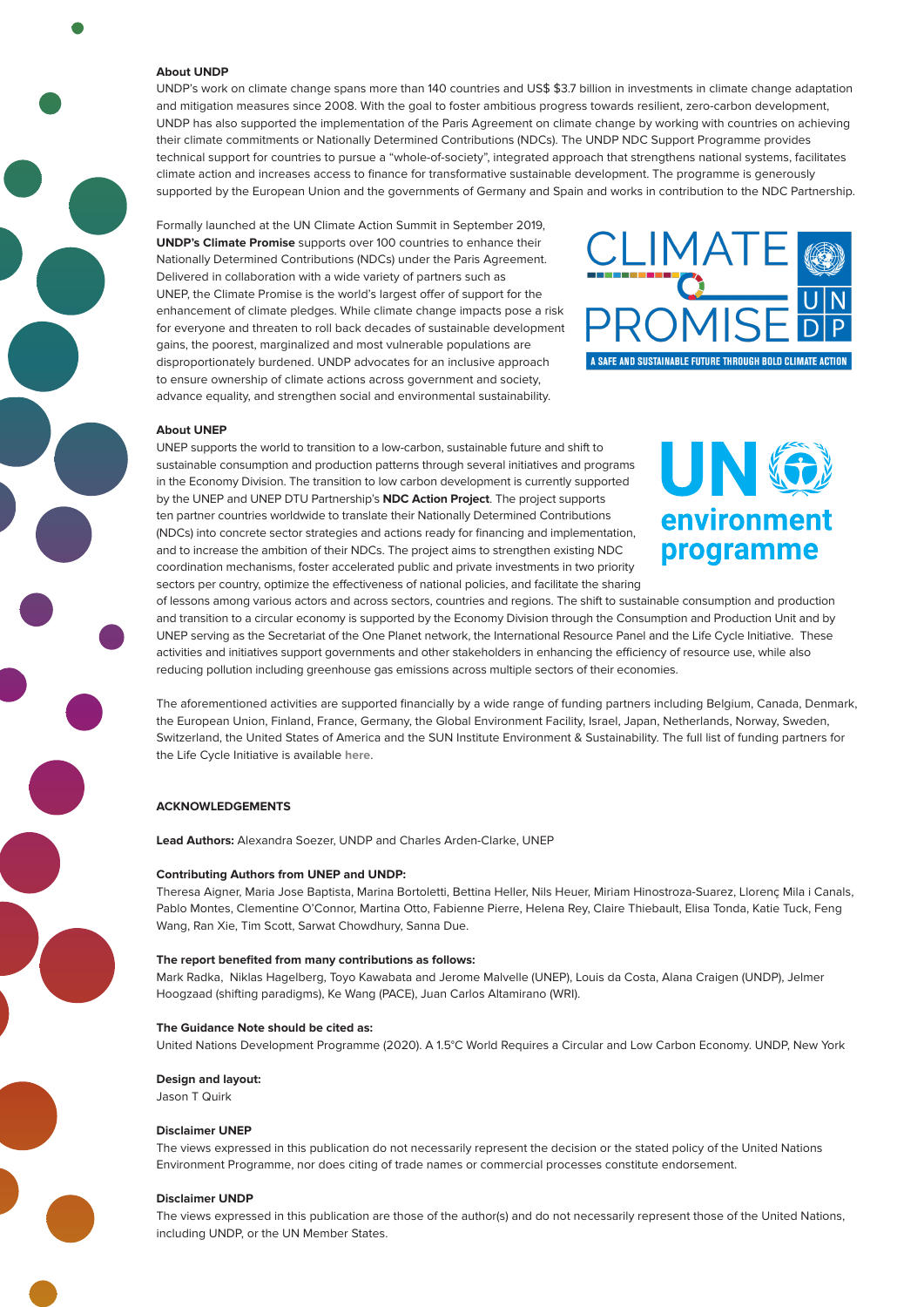### About UNDP

UNDP's work on climate change spans more than 140 countries and US$ $3.7 billion in investments in climate change adaptation and mitigation measures since 2008. With the goal to foster ambitious progress towards resilient, zero-carbon development, UNDP has also supported the implementation of the Paris Agreement on climate change by working with countries on achieving their climate commitments or Nationally Determined Contributions (NDCs). The UNDP NDC Support Programme provides technical support for countries to pursue a "whole-of-society", integrated approach that strengthens national systems, facilitates climate action and increases access to finance for transformative sustainable development. The programme is generously supported by the European Union and the governments of Germany and Spain and works in contribution to the NDC Partnership.

Formally launched at the UN Climate Action Summit in September 2019, **UNDP's Climate Promise** supports over 100 countries to enhance their Nationally Determined Contributions (NDCs) under the Paris Agreement. Delivered in collaboration with a wide variety of partners such as UNEP, the Climate Promise is the world's largest offer of support for the enhancement of climate pledges. While climate change impacts pose a risk for everyone and threaten to roll back decades of sustainable development gains, the poorest, marginalized and most vulnerable populations are disproportionately burdened. UNDP advocates for an inclusive approach to ensure ownership of climate actions across government and society, advance equality, and strengthen social and environmental sustainability.

CLIMATE PROMISE — UNDP
A SAFE AND SUSTAINABLE FUTURE THROUGH BOLD CLIMATE ACTION

### About UNEP

UNEP supports the world to transition to a low-carbon, sustainable future and shift to sustainable consumption and production patterns through several initiatives and programs in the Economy Division. The transition to low carbon development is currently supported by the UNEP and UNEP DTU Partnership's **NDC Action Project**. The project supports ten partner countries worldwide to translate their Nationally Determined Contributions (NDCs) into concrete sector strategies and actions ready for financing and implementation, and to increase the ambition of their NDCs. The project aims to strengthen existing NDC coordination mechanisms, foster accelerated public and private investments in two priority sectors per country, optimize the effectiveness of national policies, and facilitate the sharing of lessons among various actors and across sectors, countries and regions. The shift to sustainable consumption and production and transition to a circular economy is supported by the Economy Division through the Consumption and Production Unit and by UNEP serving as the Secretariat of the One Planet network, the International Resource Panel and the Life Cycle Initiative. These activities and initiatives support governments and other stakeholders in enhancing the efficiency of resource use, while also reducing pollution including greenhouse gas emissions across multiple sectors of their economies.

UN environment programme

The aforementioned activities are supported financially by a wide range of funding partners including Belgium, Canada, Denmark, the European Union, Finland, France, Germany, the Global Environment Facility, Israel, Japan, Netherlands, Norway, Sweden, Switzerland, the United States of America and the SUN Institute Environment & Sustainability. The full list of funding partners for the Life Cycle Initiative is available here.

### ACKNOWLEDGEMENTS

**Lead Authors:** Alexandra Soezer, UNDP and Charles Arden-Clarke, UNEP

**Contributing Authors from UNEP and UNDP:**
Theresa Aigner, Maria Jose Baptista, Marina Bortoletti, Bettina Heller, Nils Heuer, Miriam Hinostroza-Suarez, Llorenç Mila i Canals, Pablo Montes, Clementine O'Connor, Martina Otto, Fabienne Pierre, Helena Rey, Claire Thiebault, Elisa Tonda, Katie Tuck, Feng Wang, Ran Xie, Tim Scott, Sarwat Chowdhury, Sanna Due.

**The report benefited from many contributions as follows:**
Mark Radka, Niklas Hagelberg, Toyo Kawabata and Jerome Malvelle (UNEP), Louis da Costa, Alana Craigen (UNDP), Jelmer Hoogzaad (shifting paradigms), Ke Wang (PACE), Juan Carlos Altamirano (WRI).

**The Guidance Note should be cited as:**
United Nations Development Programme (2020). A 1.5°C World Requires a Circular and Low Carbon Economy. UNDP, New York

**Design and layout:**
Jason T Quirk

**Disclaimer UNEP**
The views expressed in this publication do not necessarily represent the decision or the stated policy of the United Nations Environment Programme, nor does citing of trade names or commercial processes constitute endorsement.

**Disclaimer UNDP**
The views expressed in this publication are those of the author(s) and do not necessarily represent those of the United Nations, including UNDP, or the UN Member States.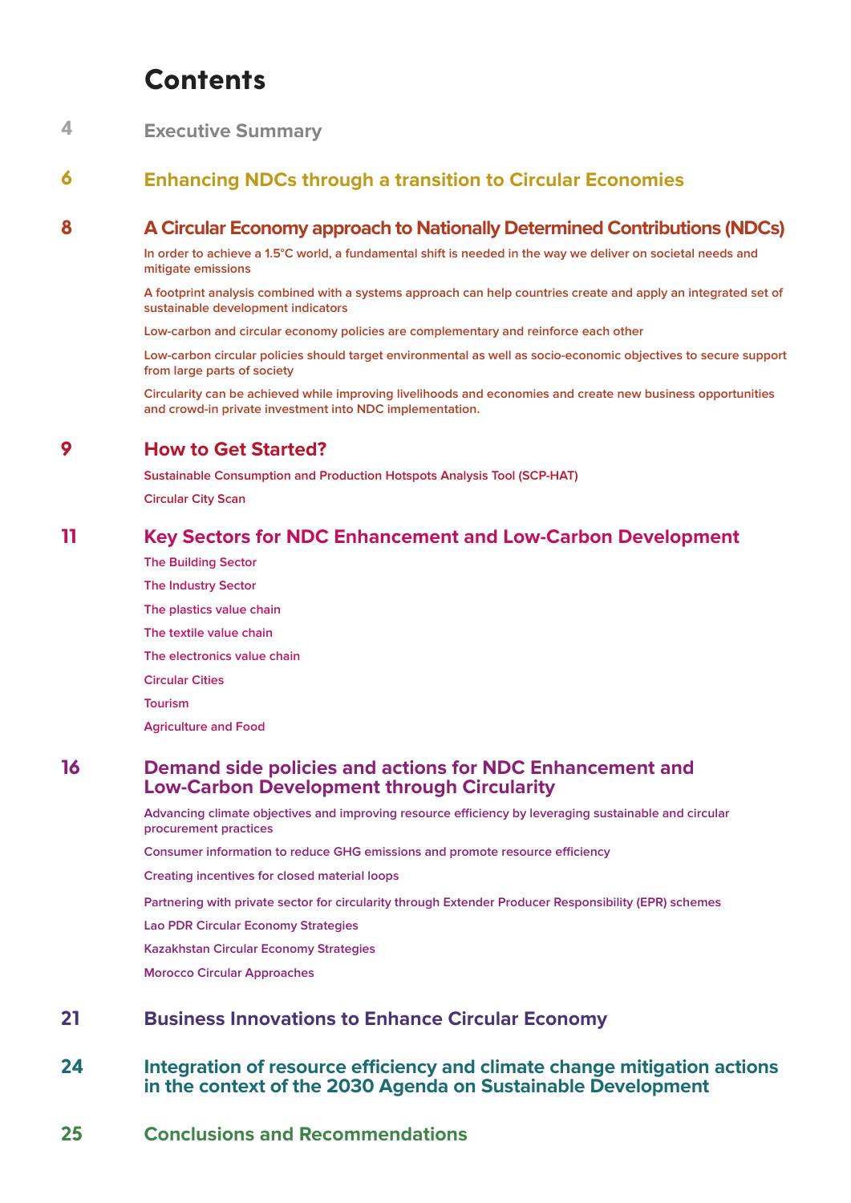# Contents

4 **Executive Summary**

6 **Enhancing NDCs through a transition to Circular Economies**

8 **A Circular Economy approach to Nationally Determined Contributions (NDCs)**

- In order to achieve a 1.5°C world, a fundamental shift is needed in the way we deliver on societal needs and mitigate emissions
- A footprint analysis combined with a systems approach can help countries create and apply an integrated set of sustainable development indicators
- Low-carbon and circular economy policies are complementary and reinforce each other
- Low-carbon circular policies should target environmental as well as socio-economic objectives to secure support from large parts of society
- Circularity can be achieved while improving livelihoods and economies and create new business opportunities and crowd-in private investment into NDC implementation.

9 **How to Get Started?**

- Sustainable Consumption and Production Hotspots Analysis Tool (SCP-HAT)
- Circular City Scan

11 **Key Sectors for NDC Enhancement and Low-Carbon Development**

- The Building Sector
- The Industry Sector
- The plastics value chain
- The textile value chain
- The electronics value chain
- Circular Cities
- Tourism
- Agriculture and Food

16 **Demand side policies and actions for NDC Enhancement and Low-Carbon Development through Circularity**

- Advancing climate objectives and improving resource efficiency by leveraging sustainable and circular procurement practices
- Consumer information to reduce GHG emissions and promote resource efficiency
- Creating incentives for closed material loops
- Partnering with private sector for circularity through Extender Producer Responsibility (EPR) schemes
- Lao PDR Circular Economy Strategies
- Kazakhstan Circular Economy Strategies
- Morocco Circular Approaches

21 **Business Innovations to Enhance Circular Economy**

24 **Integration of resource efficiency and climate change mitigation actions in the context of the 2030 Agenda on Sustainable Development**

25 **Conclusions and Recommendations**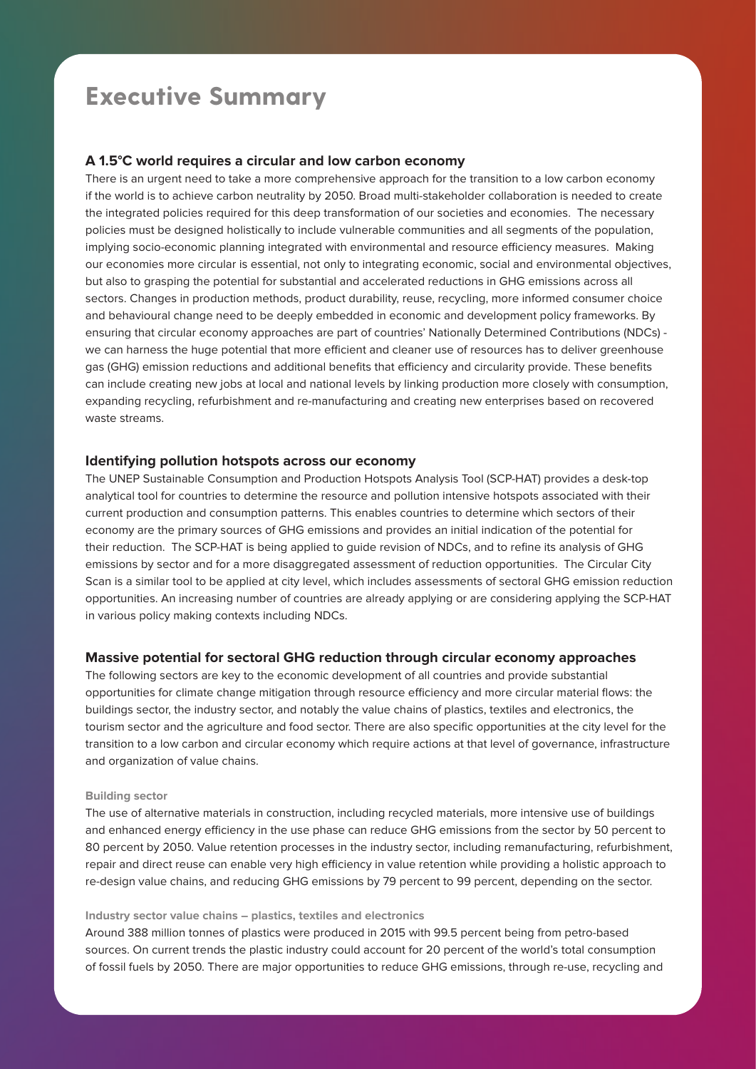# Executive Summary

### A 1.5°C world requires a circular and low carbon economy

There is an urgent need to take a more comprehensive approach for the transition to a low carbon economy if the world is to achieve carbon neutrality by 2050. Broad multi-stakeholder collaboration is needed to create the integrated policies required for this deep transformation of our societies and economies. The necessary policies must be designed holistically to include vulnerable communities and all segments of the population, implying socio-economic planning integrated with environmental and resource efficiency measures. Making our economies more circular is essential, not only to integrating economic, social and environmental objectives, but also to grasping the potential for substantial and accelerated reductions in GHG emissions across all sectors. Changes in production methods, product durability, reuse, recycling, more informed consumer choice and behavioural change need to be deeply embedded in economic and development policy frameworks. By ensuring that circular economy approaches are part of countries' Nationally Determined Contributions (NDCs) - we can harness the huge potential that more efficient and cleaner use of resources has to deliver greenhouse gas (GHG) emission reductions and additional benefits that efficiency and circularity provide. These benefits can include creating new jobs at local and national levels by linking production more closely with consumption, expanding recycling, refurbishment and re-manufacturing and creating new enterprises based on recovered waste streams.

### Identifying pollution hotspots across our economy

The UNEP Sustainable Consumption and Production Hotspots Analysis Tool (SCP-HAT) provides a desk-top analytical tool for countries to determine the resource and pollution intensive hotspots associated with their current production and consumption patterns. This enables countries to determine which sectors of their economy are the primary sources of GHG emissions and provides an initial indication of the potential for their reduction. The SCP-HAT is being applied to guide revision of NDCs, and to refine its analysis of GHG emissions by sector and for a more disaggregated assessment of reduction opportunities. The Circular City Scan is a similar tool to be applied at city level, which includes assessments of sectoral GHG emission reduction opportunities. An increasing number of countries are already applying or are considering applying the SCP-HAT in various policy making contexts including NDCs.

### Massive potential for sectoral GHG reduction through circular economy approaches

The following sectors are key to the economic development of all countries and provide substantial opportunities for climate change mitigation through resource efficiency and more circular material flows: the buildings sector, the industry sector, and notably the value chains of plastics, textiles and electronics, the tourism sector and the agriculture and food sector. There are also specific opportunities at the city level for the transition to a low carbon and circular economy which require actions at that level of governance, infrastructure and organization of value chains.

#### Building sector

The use of alternative materials in construction, including recycled materials, more intensive use of buildings and enhanced energy efficiency in the use phase can reduce GHG emissions from the sector by 50 percent to 80 percent by 2050. Value retention processes in the industry sector, including remanufacturing, refurbishment, repair and direct reuse can enable very high efficiency in value retention while providing a holistic approach to re-design value chains, and reducing GHG emissions by 79 percent to 99 percent, depending on the sector.

#### Industry sector value chains – plastics, textiles and electronics

Around 388 million tonnes of plastics were produced in 2015 with 99.5 percent being from petro-based sources. On current trends the plastic industry could account for 20 percent of the world's total consumption of fossil fuels by 2050. There are major opportunities to reduce GHG emissions, through re-use, recycling and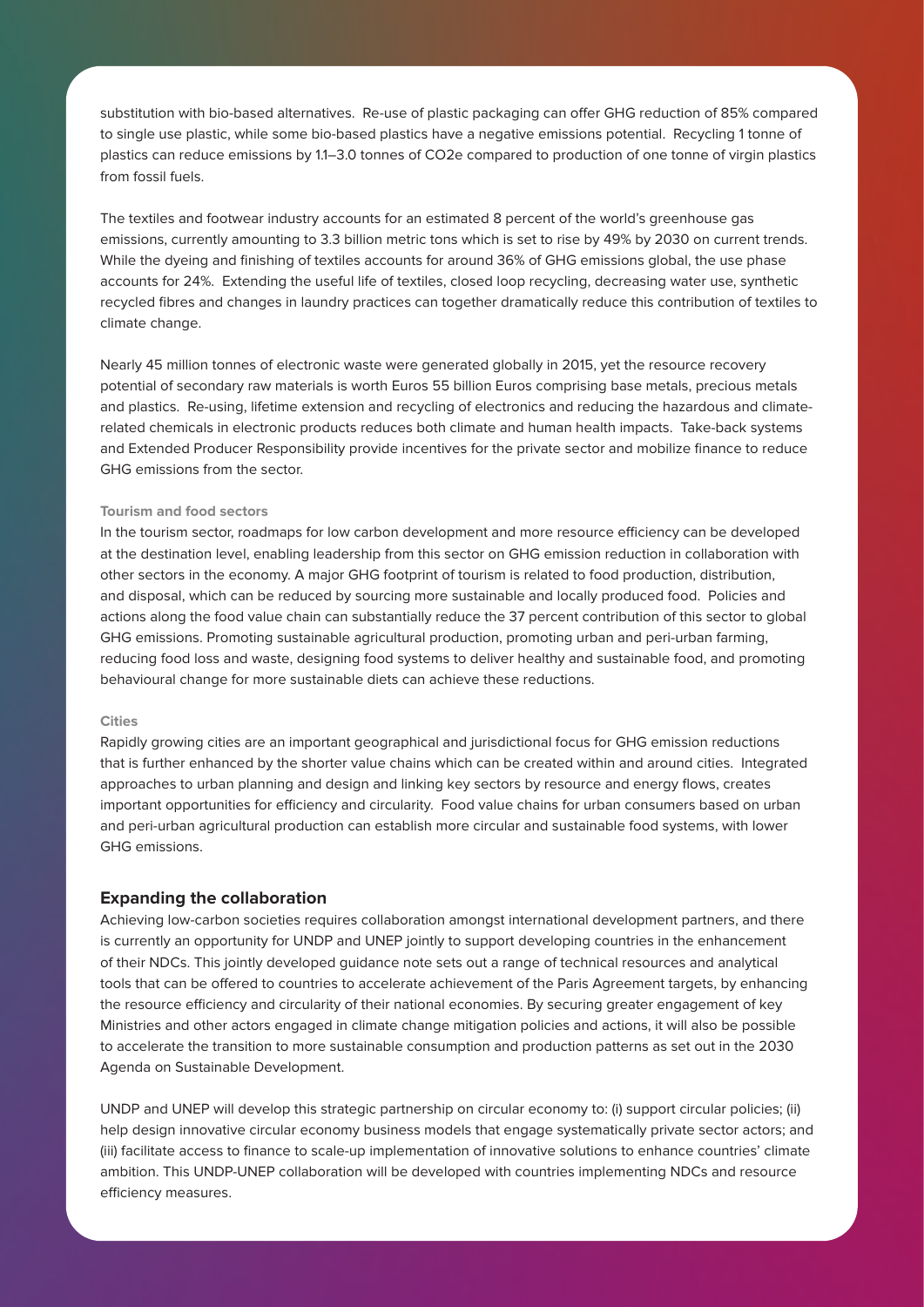substitution with bio-based alternatives. Re-use of plastic packaging can offer GHG reduction of 85% compared to single use plastic, while some bio-based plastics have a negative emissions potential. Recycling 1 tonne of plastics can reduce emissions by 1.1–3.0 tonnes of $CO_2e$ compared to production of one tonne of virgin plastics from fossil fuels.

The textiles and footwear industry accounts for an estimated 8 percent of the world's greenhouse gas emissions, currently amounting to 3.3 billion metric tons which is set to rise by 49% by 2030 on current trends. While the dyeing and finishing of textiles accounts for around 36% of GHG emissions global, the use phase accounts for 24%. Extending the useful life of textiles, closed loop recycling, decreasing water use, synthetic recycled fibres and changes in laundry practices can together dramatically reduce this contribution of textiles to climate change.

Nearly 45 million tonnes of electronic waste were generated globally in 2015, yet the resource recovery potential of secondary raw materials is worth Euros 55 billion Euros comprising base metals, precious metals and plastics. Re-using, lifetime extension and recycling of electronics and reducing the hazardous and climate-related chemicals in electronic products reduces both climate and human health impacts. Take-back systems and Extended Producer Responsibility provide incentives for the private sector and mobilize finance to reduce GHG emissions from the sector.

#### Tourism and food sectors

In the tourism sector, roadmaps for low carbon development and more resource efficiency can be developed at the destination level, enabling leadership from this sector on GHG emission reduction in collaboration with other sectors in the economy. A major GHG footprint of tourism is related to food production, distribution, and disposal, which can be reduced by sourcing more sustainable and locally produced food. Policies and actions along the food value chain can substantially reduce the 37 percent contribution of this sector to global GHG emissions. Promoting sustainable agricultural production, promoting urban and peri-urban farming, reducing food loss and waste, designing food systems to deliver healthy and sustainable food, and promoting behavioural change for more sustainable diets can achieve these reductions.

#### Cities

Rapidly growing cities are an important geographical and jurisdictional focus for GHG emission reductions that is further enhanced by the shorter value chains which can be created within and around cities. Integrated approaches to urban planning and design and linking key sectors by resource and energy flows, creates important opportunities for efficiency and circularity. Food value chains for urban consumers based on urban and peri-urban agricultural production can establish more circular and sustainable food systems, with lower GHG emissions.

### Expanding the collaboration

Achieving low-carbon societies requires collaboration amongst international development partners, and there is currently an opportunity for UNDP and UNEP jointly to support developing countries in the enhancement of their NDCs. This jointly developed guidance note sets out a range of technical resources and analytical tools that can be offered to countries to accelerate achievement of the Paris Agreement targets, by enhancing the resource efficiency and circularity of their national economies. By securing greater engagement of key Ministries and other actors engaged in climate change mitigation policies and actions, it will also be possible to accelerate the transition to more sustainable consumption and production patterns as set out in the 2030 Agenda on Sustainable Development.

UNDP and UNEP will develop this strategic partnership on circular economy to: (i) support circular policies; (ii) help design innovative circular economy business models that engage systematically private sector actors; and (iii) facilitate access to finance to scale-up implementation of innovative solutions to enhance countries' climate ambition. This UNDP-UNEP collaboration will be developed with countries implementing NDCs and resource efficiency measures.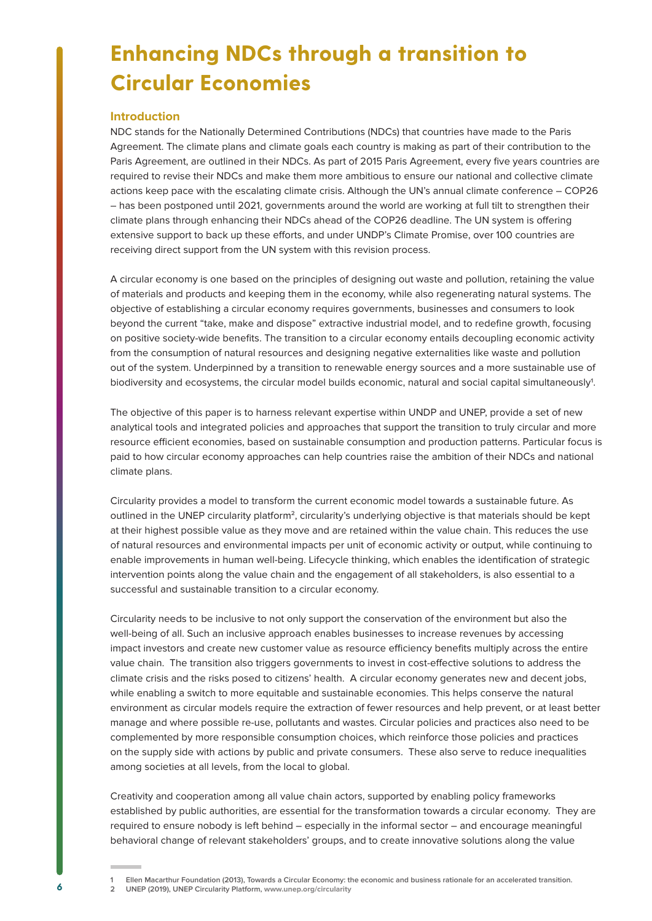# Enhancing NDCs through a transition to Circular Economies

## Introduction

NDC stands for the Nationally Determined Contributions (NDCs) that countries have made to the Paris Agreement. The climate plans and climate goals each country is making as part of their contribution to the Paris Agreement, are outlined in their NDCs. As part of 2015 Paris Agreement, every five years countries are required to revise their NDCs and make them more ambitious to ensure our national and collective climate actions keep pace with the escalating climate crisis. Although the UN's annual climate conference – COP26 – has been postponed until 2021, governments around the world are working at full tilt to strengthen their climate plans through enhancing their NDCs ahead of the COP26 deadline. The UN system is offering extensive support to back up these efforts, and under UNDP's Climate Promise, over 100 countries are receiving direct support from the UN system with this revision process.

A circular economy is one based on the principles of designing out waste and pollution, retaining the value of materials and products and keeping them in the economy, while also regenerating natural systems. The objective of establishing a circular economy requires governments, businesses and consumers to look beyond the current "take, make and dispose" extractive industrial model, and to redefine growth, focusing on positive society-wide benefits. The transition to a circular economy entails decoupling economic activity from the consumption of natural resources and designing negative externalities like waste and pollution out of the system. Underpinned by a transition to renewable energy sources and a more sustainable use of biodiversity and ecosystems, the circular model builds economic, natural and social capital simultaneously[1].

The objective of this paper is to harness relevant expertise within UNDP and UNEP, provide a set of new analytical tools and integrated policies and approaches that support the transition to truly circular and more resource efficient economies, based on sustainable consumption and production patterns. Particular focus is paid to how circular economy approaches can help countries raise the ambition of their NDCs and national climate plans.

Circularity provides a model to transform the current economic model towards a sustainable future. As outlined in the UNEP circularity platform[2], circularity's underlying objective is that materials should be kept at their highest possible value as they move and are retained within the value chain. This reduces the use of natural resources and environmental impacts per unit of economic activity or output, while continuing to enable improvements in human well-being. Lifecycle thinking, which enables the identification of strategic intervention points along the value chain and the engagement of all stakeholders, is also essential to a successful and sustainable transition to a circular economy.

Circularity needs to be inclusive to not only support the conservation of the environment but also the well-being of all. Such an inclusive approach enables businesses to increase revenues by accessing impact investors and create new customer value as resource efficiency benefits multiply across the entire value chain. The transition also triggers governments to invest in cost-effective solutions to address the climate crisis and the risks posed to citizens' health. A circular economy generates new and decent jobs, while enabling a switch to more equitable and sustainable economies. This helps conserve the natural environment as circular models require the extraction of fewer resources and help prevent, or at least better manage and where possible re-use, pollutants and wastes. Circular policies and practices also need to be complemented by more responsible consumption choices, which reinforce those policies and practices on the supply side with actions by public and private consumers. These also serve to reduce inequalities among societies at all levels, from the local to global.

Creativity and cooperation among all value chain actors, supported by enabling policy frameworks established by public authorities, are essential for the transformation towards a circular economy. They are required to ensure nobody is left behind – especially in the informal sector – and encourage meaningful behavioral change of relevant stakeholders' groups, and to create innovative solutions along the value

---

1 Ellen Macarthur Foundation (2013), Towards a Circular Economy: the economic and business rationale for an accelerated transition.

2 UNEP (2019), UNEP Circularity Platform, www.unep.org/circularity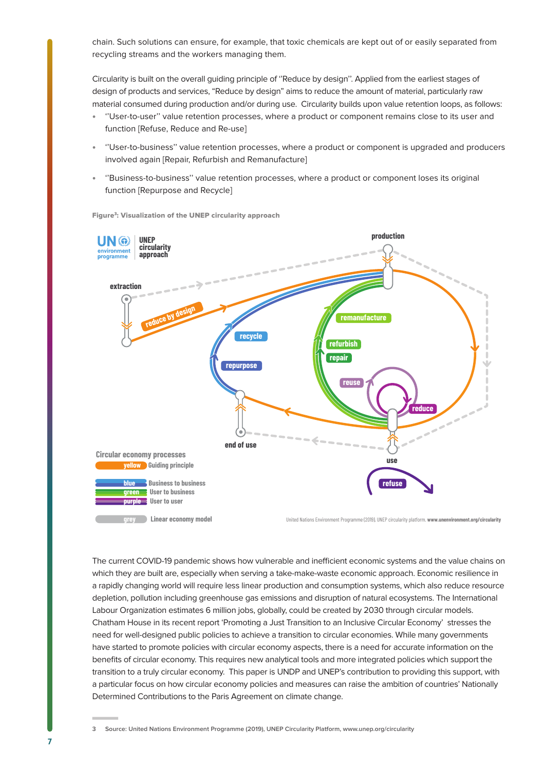chain. Such solutions can ensure, for example, that toxic chemicals are kept out of or easily separated from recycling streams and the workers managing them.

Circularity is built on the overall guiding principle of ''Reduce by design". Applied from the earliest stages of design of products and services, "Reduce by design" aims to reduce the amount of material, particularly raw material consumed during production and/or during use. Circularity builds upon value retention loops, as follows:

- ''User-to-user'' value retention processes, where a product or component remains close to its user and function [Refuse, Reduce and Re-use]
- ''User-to-business'' value retention processes, where a product or component is upgraded and producers involved again [Repair, Refurbish and Remanufacture]
- ''Business-to-business'' value retention processes, where a product or component loses its original function [Repurpose and Recycle]

**Figure[3]: Visualization of the UNEP circularity approach**

UN environment programme | UNEP circularity approach

production, extraction, reduce by design, recycle, repurpose, remanufacture, refurbish, repair, reuse, reduce, end of use, use, refuse

Circular economy processes
- yellow: Guiding principle
- blue: Business to business
- green: User to business
- purple: User to user
- grey: Linear economy model

United Nations Environment Programme (2019), UNEP circularity platform. **www.unenvironment.org/circularity**

The current COVID-19 pandemic shows how vulnerable and inefficient economic systems and the value chains on which they are built are, especially when serving a take-make-waste economic approach. Economic resilience in a rapidly changing world will require less linear production and consumption systems, which also reduce resource depletion, pollution including greenhouse gas emissions and disruption of natural ecosystems. The International Labour Organization estimates 6 million jobs, globally, could be created by 2030 through circular models. Chatham House in its recent report 'Promoting a Just Transition to an Inclusive Circular Economy' stresses the need for well-designed public policies to achieve a transition to circular economies. While many governments have started to promote policies with circular economy aspects, there is a need for accurate information on the benefits of circular economy. This requires new analytical tools and more integrated policies which support the transition to a truly circular economy. This paper is UNDP and UNEP's contribution to providing this support, with a particular focus on how circular economy policies and measures can raise the ambition of countries' Nationally Determined Contributions to the Paris Agreement on climate change.

3 Source: United Nations Environment Programme (2019), UNEP Circularity Platform, www.unep.org/circularity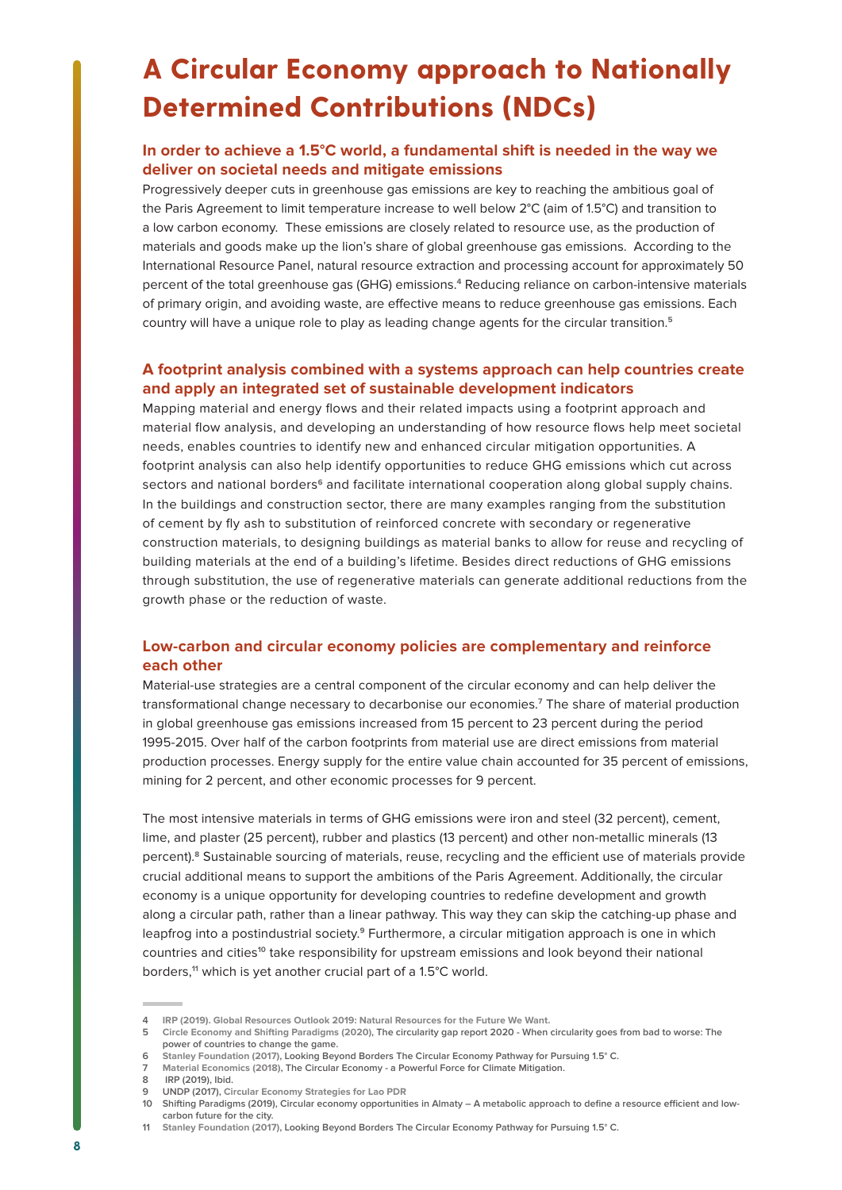# A Circular Economy approach to Nationally Determined Contributions (NDCs)

### In order to achieve a 1.5°C world, a fundamental shift is needed in the way we deliver on societal needs and mitigate emissions

Progressively deeper cuts in greenhouse gas emissions are key to reaching the ambitious goal of the Paris Agreement to limit temperature increase to well below 2°C (aim of 1.5°C) and transition to a low carbon economy. These emissions are closely related to resource use, as the production of materials and goods make up the lion's share of global greenhouse gas emissions. According to the International Resource Panel, natural resource extraction and processing account for approximately 50 percent of the total greenhouse gas (GHG) emissions.[4] Reducing reliance on carbon-intensive materials of primary origin, and avoiding waste, are effective means to reduce greenhouse gas emissions. Each country will have a unique role to play as leading change agents for the circular transition.[5]

### A footprint analysis combined with a systems approach can help countries create and apply an integrated set of sustainable development indicators

Mapping material and energy flows and their related impacts using a footprint approach and material flow analysis, and developing an understanding of how resource flows help meet societal needs, enables countries to identify new and enhanced circular mitigation opportunities. A footprint analysis can also help identify opportunities to reduce GHG emissions which cut across sectors and national borders[6] and facilitate international cooperation along global supply chains. In the buildings and construction sector, there are many examples ranging from the substitution of cement by fly ash to substitution of reinforced concrete with secondary or regenerative construction materials, to designing buildings as material banks to allow for reuse and recycling of building materials at the end of a building's lifetime. Besides direct reductions of GHG emissions through substitution, the use of regenerative materials can generate additional reductions from the growth phase or the reduction of waste.

### Low-carbon and circular economy policies are complementary and reinforce each other

Material-use strategies are a central component of the circular economy and can help deliver the transformational change necessary to decarbonise our economies.[7] The share of material production in global greenhouse gas emissions increased from 15 percent to 23 percent during the period 1995-2015. Over half of the carbon footprints from material use are direct emissions from material production processes. Energy supply for the entire value chain accounted for 35 percent of emissions, mining for 2 percent, and other economic processes for 9 percent.

The most intensive materials in terms of GHG emissions were iron and steel (32 percent), cement, lime, and plaster (25 percent), rubber and plastics (13 percent) and other non-metallic minerals (13 percent).[8] Sustainable sourcing of materials, reuse, recycling and the efficient use of materials provide crucial additional means to support the ambitions of the Paris Agreement. Additionally, the circular economy is a unique opportunity for developing countries to redefine development and growth along a circular path, rather than a linear pathway. This way they can skip the catching-up phase and leapfrog into a postindustrial society.[9] Furthermore, a circular mitigation approach is one in which countries and cities[10] take responsibility for upstream emissions and look beyond their national borders,[11] which is yet another crucial part of a 1.5°C world.

---

4 IRP (2019). Global Resources Outlook 2019: Natural Resources for the Future We Want.
5 Circle Economy and Shifting Paradigms (2020), The circularity gap report 2020 - When circularity goes from bad to worse: The power of countries to change the game.
6 Stanley Foundation (2017), Looking Beyond Borders The Circular Economy Pathway for Pursuing 1.5° C.
7 Material Economics (2018), The Circular Economy - a Powerful Force for Climate Mitigation.
8 IRP (2019), Ibid.
9 UNDP (2017), Circular Economy Strategies for Lao PDR
10 Shifting Paradigms (2019), Circular economy opportunities in Almaty – A metabolic approach to define a resource efficient and low-carbon future for the city.
11 Stanley Foundation (2017), Looking Beyond Borders The Circular Economy Pathway for Pursuing 1.5° C.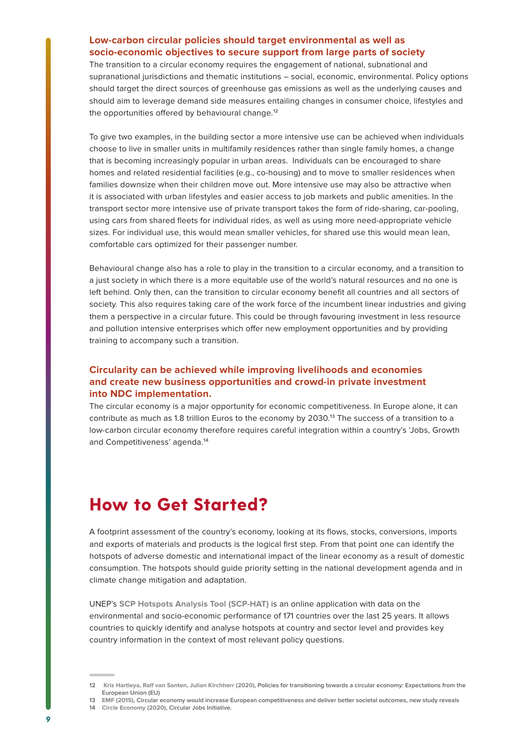### Low-carbon circular policies should target environmental as well as socio-economic objectives to secure support from large parts of society

The transition to a circular economy requires the engagement of national, subnational and supranational jurisdictions and thematic institutions – social, economic, environmental. Policy options should target the direct sources of greenhouse gas emissions as well as the underlying causes and should aim to leverage demand side measures entailing changes in consumer choice, lifestyles and the opportunities offered by behavioural change.[12]

To give two examples, in the building sector a more intensive use can be achieved when individuals choose to live in smaller units in multifamily residences rather than single family homes, a change that is becoming increasingly popular in urban areas. Individuals can be encouraged to share homes and related residential facilities (e.g., co-housing) and to move to smaller residences when families downsize when their children move out. More intensive use may also be attractive when it is associated with urban lifestyles and easier access to job markets and public amenities. In the transport sector more intensive use of private transport takes the form of ride-sharing, car-pooling, using cars from shared fleets for individual rides, as well as using more need-appropriate vehicle sizes. For individual use, this would mean smaller vehicles, for shared use this would mean lean, comfortable cars optimized for their passenger number.

Behavioural change also has a role to play in the transition to a circular economy, and a transition to a just society in which there is a more equitable use of the world's natural resources and no one is left behind. Only then, can the transition to circular economy benefit all countries and all sectors of society. This also requires taking care of the work force of the incumbent linear industries and giving them a perspective in a circular future. This could be through favouring investment in less resource and pollution intensive enterprises which offer new employment opportunities and by providing training to accompany such a transition.

### Circularity can be achieved while improving livelihoods and economies and create new business opportunities and crowd-in private investment into NDC implementation.

The circular economy is a major opportunity for economic competitiveness. In Europe alone, it can contribute as much as 1.8 trillion Euros to the economy by 2030.[13] The success of a transition to a low-carbon circular economy therefore requires careful integration within a country's 'Jobs, Growth and Competitiveness' agenda.[14]

# How to Get Started?

A footprint assessment of the country's economy, looking at its flows, stocks, conversions, imports and exports of materials and products is the logical first step. From that point one can identify the hotspots of adverse domestic and international impact of the linear economy as a result of domestic consumption. The hotspots should guide priority setting in the national development agenda and in climate change mitigation and adaptation.

UNEP's **SCP Hotspots Analysis Tool (SCP-HAT)** is an online application with data on the environmental and socio-economic performance of 171 countries over the last 25 years. It allows countries to quickly identify and analyse hotspots at country and sector level and provides key country information in the context of most relevant policy questions.

---

12 Kris Hartleya, Ralf van Santen, Julian Kirchherr (2020), Policies for transitioning towards a circular economy: Expectations from the European Union (EU)

13 EMF (2015), Circular economy would increase European competitiveness and deliver better societal outcomes, new study reveals

14 Circle Economy (2020), Circular Jobs Initiative.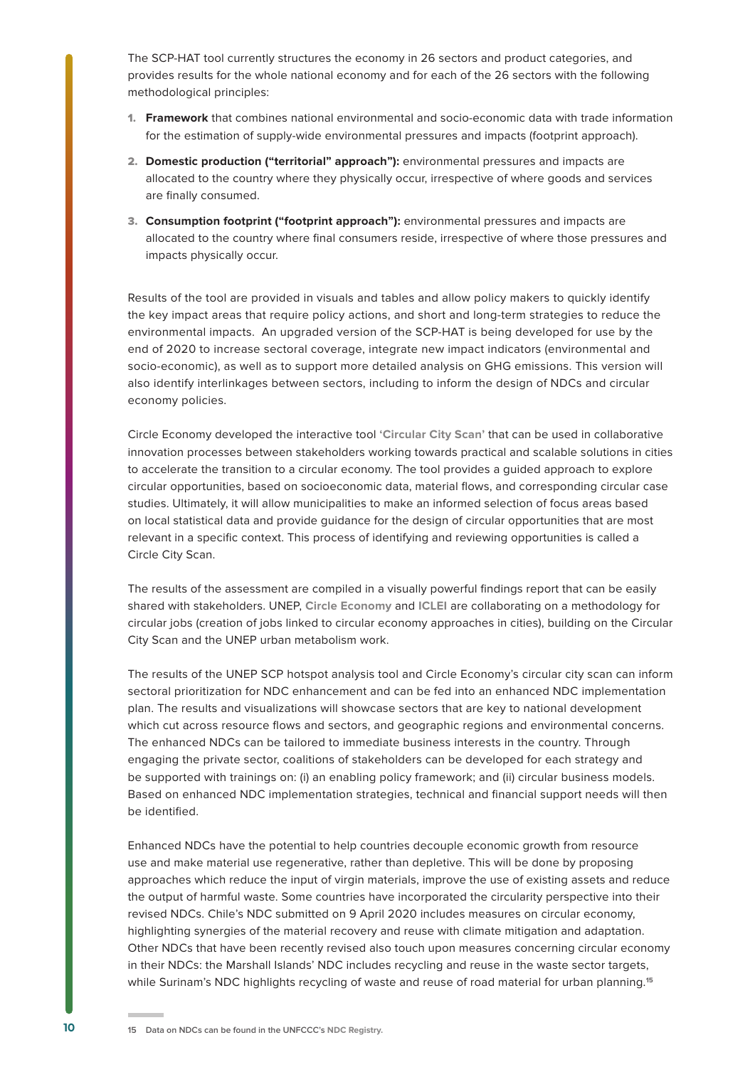The SCP-HAT tool currently structures the economy in 26 sectors and product categories, and provides results for the whole national economy and for each of the 26 sectors with the following methodological principles:

1. **Framework** that combines national environmental and socio-economic data with trade information for the estimation of supply-wide environmental pressures and impacts (footprint approach).
2. **Domestic production ("territorial" approach"):** environmental pressures and impacts are allocated to the country where they physically occur, irrespective of where goods and services are finally consumed.
3. **Consumption footprint ("footprint approach"):** environmental pressures and impacts are allocated to the country where final consumers reside, irrespective of where those pressures and impacts physically occur.

Results of the tool are provided in visuals and tables and allow policy makers to quickly identify the key impact areas that require policy actions, and short and long-term strategies to reduce the environmental impacts. An upgraded version of the SCP-HAT is being developed for use by the end of 2020 to increase sectoral coverage, integrate new impact indicators (environmental and socio-economic), as well as to support more detailed analysis on GHG emissions. This version will also identify interlinkages between sectors, including to inform the design of NDCs and circular economy policies.

Circle Economy developed the interactive tool **'Circular City Scan'** that can be used in collaborative innovation processes between stakeholders working towards practical and scalable solutions in cities to accelerate the transition to a circular economy. The tool provides a guided approach to explore circular opportunities, based on socioeconomic data, material flows, and corresponding circular case studies. Ultimately, it will allow municipalities to make an informed selection of focus areas based on local statistical data and provide guidance for the design of circular opportunities that are most relevant in a specific context. This process of identifying and reviewing opportunities is called a Circle City Scan.

The results of the assessment are compiled in a visually powerful findings report that can be easily shared with stakeholders. UNEP, **Circle Economy** and **ICLEI** are collaborating on a methodology for circular jobs (creation of jobs linked to circular economy approaches in cities), building on the Circular City Scan and the UNEP urban metabolism work.

The results of the UNEP SCP hotspot analysis tool and Circle Economy's circular city scan can inform sectoral prioritization for NDC enhancement and can be fed into an enhanced NDC implementation plan. The results and visualizations will showcase sectors that are key to national development which cut across resource flows and sectors, and geographic regions and environmental concerns. The enhanced NDCs can be tailored to immediate business interests in the country. Through engaging the private sector, coalitions of stakeholders can be developed for each strategy and be supported with trainings on: (i) an enabling policy framework; and (ii) circular business models. Based on enhanced NDC implementation strategies, technical and financial support needs will then be identified.

Enhanced NDCs have the potential to help countries decouple economic growth from resource use and make material use regenerative, rather than depletive. This will be done by proposing approaches which reduce the input of virgin materials, improve the use of existing assets and reduce the output of harmful waste. Some countries have incorporated the circularity perspective into their revised NDCs. Chile's NDC submitted on 9 April 2020 includes measures on circular economy, highlighting synergies of the material recovery and reuse with climate mitigation and adaptation. Other NDCs that have been recently revised also touch upon measures concerning circular economy in their NDCs: the Marshall Islands' NDC includes recycling and reuse in the waste sector targets, while Surinam's NDC highlights recycling of waste and reuse of road material for urban planning.[15]

15 Data on NDCs can be found in the UNFCCC's NDC Registry.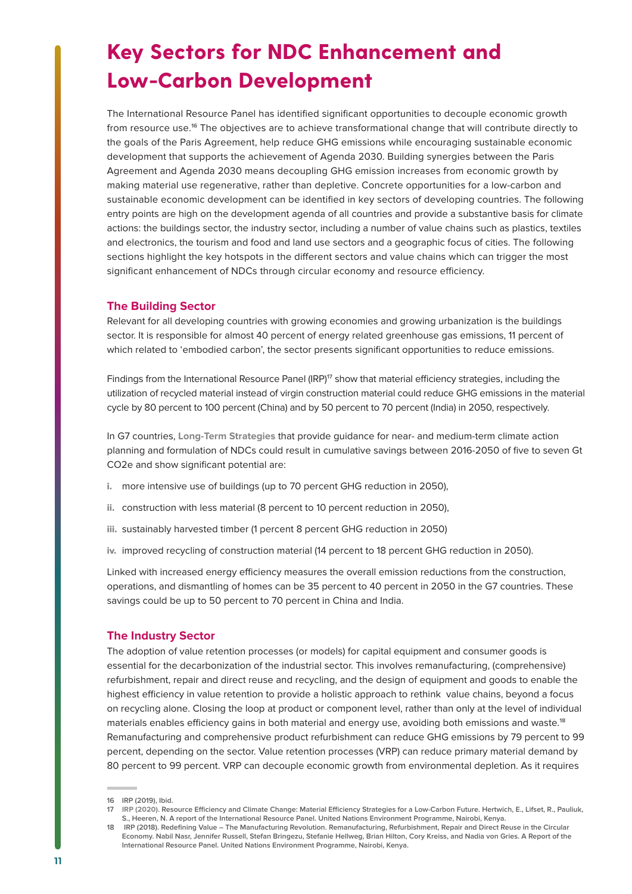# Key Sectors for NDC Enhancement and Low-Carbon Development

The International Resource Panel has identified significant opportunities to decouple economic growth from resource use.[16] The objectives are to achieve transformational change that will contribute directly to the goals of the Paris Agreement, help reduce GHG emissions while encouraging sustainable economic development that supports the achievement of Agenda 2030. Building synergies between the Paris Agreement and Agenda 2030 means decoupling GHG emission increases from economic growth by making material use regenerative, rather than depletive. Concrete opportunities for a low-carbon and sustainable economic development can be identified in key sectors of developing countries. The following entry points are high on the development agenda of all countries and provide a substantive basis for climate actions: the buildings sector, the industry sector, including a number of value chains such as plastics, textiles and electronics, the tourism and food and land use sectors and a geographic focus of cities. The following sections highlight the key hotspots in the different sectors and value chains which can trigger the most significant enhancement of NDCs through circular economy and resource efficiency.

### The Building Sector

Relevant for all developing countries with growing economies and growing urbanization is the buildings sector. It is responsible for almost 40 percent of energy related greenhouse gas emissions, 11 percent of which related to 'embodied carbon', the sector presents significant opportunities to reduce emissions.

Findings from the International Resource Panel (IRP)[17] show that material efficiency strategies, including the utilization of recycled material instead of virgin construction material could reduce GHG emissions in the material cycle by 80 percent to 100 percent (China) and by 50 percent to 70 percent (India) in 2050, respectively.

In G7 countries, **Long-Term Strategies** that provide guidance for near- and medium-term climate action planning and formulation of NDCs could result in cumulative savings between 2016-2050 of five to seven Gt CO2e and show significant potential are:

i. more intensive use of buildings (up to 70 percent GHG reduction in 2050),

ii. construction with less material (8 percent to 10 percent reduction in 2050),

iii. sustainably harvested timber (1 percent 8 percent GHG reduction in 2050)

iv. improved recycling of construction material (14 percent to 18 percent GHG reduction in 2050).

Linked with increased energy efficiency measures the overall emission reductions from the construction, operations, and dismantling of homes can be 35 percent to 40 percent in 2050 in the G7 countries. These savings could be up to 50 percent to 70 percent in China and India.

### The Industry Sector

The adoption of value retention processes (or models) for capital equipment and consumer goods is essential for the decarbonization of the industrial sector. This involves remanufacturing, (comprehensive) refurbishment, repair and direct reuse and recycling, and the design of equipment and goods to enable the highest efficiency in value retention to provide a holistic approach to rethink value chains, beyond a focus on recycling alone. Closing the loop at product or component level, rather than only at the level of individual materials enables efficiency gains in both material and energy use, avoiding both emissions and waste.[18] Remanufacturing and comprehensive product refurbishment can reduce GHG emissions by 79 percent to 99 percent, depending on the sector. Value retention processes (VRP) can reduce primary material demand by 80 percent to 99 percent. VRP can decouple economic growth from environmental depletion. As it requires

---

16 IRP (2019), Ibid.

17 IRP (2020). Resource Efficiency and Climate Change: Material Efficiency Strategies for a Low-Carbon Future. Hertwich, E., Lifset, R., Pauliuk, S., Heeren, N. A report of the International Resource Panel. United Nations Environment Programme, Nairobi, Kenya.

18 IRP (2018). Redefining Value – The Manufacturing Revolution. Remanufacturing, Refurbishment, Repair and Direct Reuse in the Circular Economy. Nabil Nasr, Jennifer Russell, Stefan Bringezu, Stefanie Hellweg, Brian Hilton, Cory Kreiss, and Nadia von Gries. A Report of the International Resource Panel. United Nations Environment Programme, Nairobi, Kenya.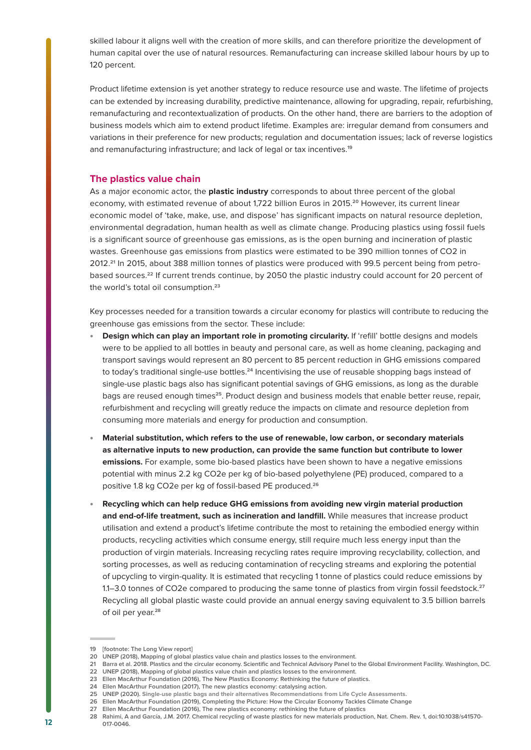skilled labour it aligns well with the creation of more skills, and can therefore prioritize the development of human capital over the use of natural resources. Remanufacturing can increase skilled labour hours by up to 120 percent.

Product lifetime extension is yet another strategy to reduce resource use and waste. The lifetime of projects can be extended by increasing durability, predictive maintenance, allowing for upgrading, repair, refurbishing, remanufacturing and recontextualization of products. On the other hand, there are barriers to the adoption of business models which aim to extend product lifetime. Examples are: irregular demand from consumers and variations in their preference for new products; regulation and documentation issues; lack of reverse logistics and remanufacturing infrastructure; and lack of legal or tax incentives.[19]

## The plastics value chain

As a major economic actor, the **plastic industry** corresponds to about three percent of the global economy, with estimated revenue of about 1,722 billion Euros in 2015.[20] However, its current linear economic model of 'take, make, use, and dispose' has significant impacts on natural resource depletion, environmental degradation, human health as well as climate change. Producing plastics using fossil fuels is a significant source of greenhouse gas emissions, as is the open burning and incineration of plastic wastes. Greenhouse gas emissions from plastics were estimated to be 390 million tonnes of CO2 in 2012.[21] In 2015, about 388 million tonnes of plastics were produced with 99.5 percent being from petro-based sources.[22] If current trends continue, by 2050 the plastic industry could account for 20 percent of the world's total oil consumption.[23]

Key processes needed for a transition towards a circular economy for plastics will contribute to reducing the greenhouse gas emissions from the sector. These include:

- **Design which can play an important role in promoting circularity.** If 'refill' bottle designs and models were to be applied to all bottles in beauty and personal care, as well as home cleaning, packaging and transport savings would represent an 80 percent to 85 percent reduction in GHG emissions compared to today's traditional single-use bottles.[24] Incentivising the use of reusable shopping bags instead of single-use plastic bags also has significant potential savings of GHG emissions, as long as the durable bags are reused enough times[25]. Product design and business models that enable better reuse, repair, refurbishment and recycling will greatly reduce the impacts on climate and resource depletion from consuming more materials and energy for production and consumption.

- **Material substitution, which refers to the use of renewable, low carbon, or secondary materials as alternative inputs to new production, can provide the same function but contribute to lower emissions.** For example, some bio-based plastics have been shown to have a negative emissions potential with minus 2.2 kg CO2e per kg of bio-based polyethylene (PE) produced, compared to a positive 1.8 kg CO2e per kg of fossil-based PE produced.[26]

- **Recycling which can help reduce GHG emissions from avoiding new virgin material production and end-of-life treatment, such as incineration and landfill.** While measures that increase product utilisation and extend a product's lifetime contribute the most to retaining the embodied energy within products, recycling activities which consume energy, still require much less energy input than the production of virgin materials. Increasing recycling rates require improving recyclability, collection, and sorting processes, as well as reducing contamination of recycling streams and exploring the potential of upcycling to virgin-quality. It is estimated that recycling 1 tonne of plastics could reduce emissions by 1.1–3.0 tonnes of CO2e compared to producing the same tonne of plastics from virgin fossil feedstock.[27] Recycling all global plastic waste could provide an annual energy saving equivalent to 3.5 billion barrels of oil per year.[28]

---

19 [footnote: The Long View report]
20 UNEP (2018), Mapping of global plastics value chain and plastics losses to the environment.
21 Barra et al. 2018. Plastics and the circular economy. Scientific and Technical Advisory Panel to the Global Environment Facility. Washington, DC.
22 UNEP (2018), Mapping of global plastics value chain and plastics losses to the environment.
23 Ellen MacArthur Foundation (2016), The New Plastics Economy: Rethinking the future of plastics.
24 Ellen MacArthur Foundation (2017), The new plastics economy: catalysing action.
25 UNEP (2020). Single-use plastic bags and their alternatives Recommendations from Life Cycle Assessments.
26 Ellen MacArthur Foundation (2019), Completing the Picture: How the Circular Economy Tackles Climate Change
27 Ellen MacArthur Foundation (2016), The new plastics economy: rethinking the future of plastics
28 Rahimi, A and García, J.M. 2017. Chemical recycling of waste plastics for new materials production, Nat. Chem. Rev. 1, doi:10.1038/s41570-017-0046.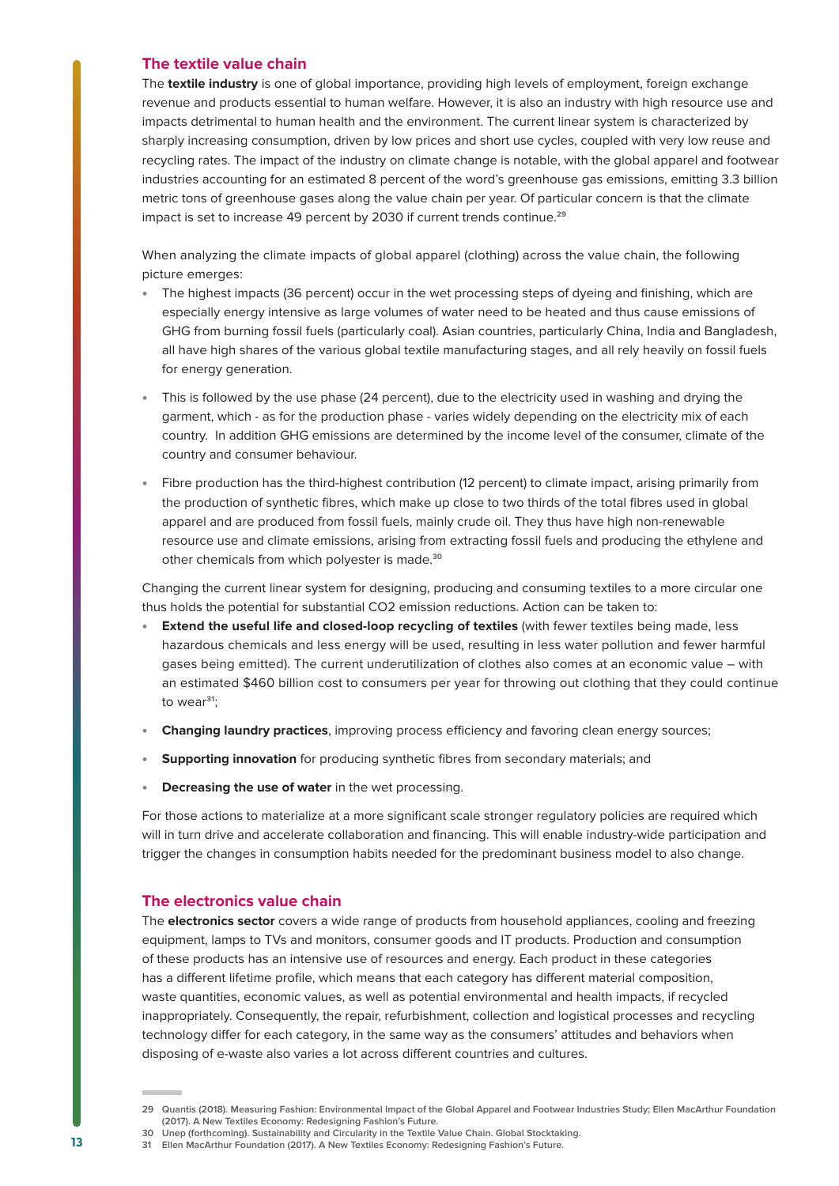## The textile value chain

The **textile industry** is one of global importance, providing high levels of employment, foreign exchange revenue and products essential to human welfare. However, it is also an industry with high resource use and impacts detrimental to human health and the environment. The current linear system is characterized by sharply increasing consumption, driven by low prices and short use cycles, coupled with very low reuse and recycling rates. The impact of the industry on climate change is notable, with the global apparel and footwear industries accounting for an estimated 8 percent of the word's greenhouse gas emissions, emitting 3.3 billion metric tons of greenhouse gases along the value chain per year. Of particular concern is that the climate impact is set to increase 49 percent by 2030 if current trends continue.[29]

When analyzing the climate impacts of global apparel (clothing) across the value chain, the following picture emerges:

- The highest impacts (36 percent) occur in the wet processing steps of dyeing and finishing, which are especially energy intensive as large volumes of water need to be heated and thus cause emissions of GHG from burning fossil fuels (particularly coal). Asian countries, particularly China, India and Bangladesh, all have high shares of the various global textile manufacturing stages, and all rely heavily on fossil fuels for energy generation.
- This is followed by the use phase (24 percent), due to the electricity used in washing and drying the garment, which - as for the production phase - varies widely depending on the electricity mix of each country. In addition GHG emissions are determined by the income level of the consumer, climate of the country and consumer behaviour.
- Fibre production has the third-highest contribution (12 percent) to climate impact, arising primarily from the production of synthetic fibres, which make up close to two thirds of the total fibres used in global apparel and are produced from fossil fuels, mainly crude oil. They thus have high non-renewable resource use and climate emissions, arising from extracting fossil fuels and producing the ethylene and other chemicals from which polyester is made.[30]

Changing the current linear system for designing, producing and consuming textiles to a more circular one thus holds the potential for substantial $CO_2$ emission reductions. Action can be taken to:

- **Extend the useful life and closed-loop recycling of textiles** (with fewer textiles being made, less hazardous chemicals and less energy will be used, resulting in less water pollution and fewer harmful gases being emitted). The current underutilization of clothes also comes at an economic value – with an estimated $460 billion cost to consumers per year for throwing out clothing that they could continue to wear[31];
- **Changing laundry practices**, improving process efficiency and favoring clean energy sources;
- **Supporting innovation** for producing synthetic fibres from secondary materials; and
- **Decreasing the use of water** in the wet processing.

For those actions to materialize at a more significant scale stronger regulatory policies are required which will in turn drive and accelerate collaboration and financing. This will enable industry-wide participation and trigger the changes in consumption habits needed for the predominant business model to also change.

## The electronics value chain

The **electronics sector** covers a wide range of products from household appliances, cooling and freezing equipment, lamps to TVs and monitors, consumer goods and IT products. Production and consumption of these products has an intensive use of resources and energy. Each product in these categories has a different lifetime profile, which means that each category has different material composition, waste quantities, economic values, as well as potential environmental and health impacts, if recycled inappropriately. Consequently, the repair, refurbishment, collection and logistical processes and recycling technology differ for each category, in the same way as the consumers' attitudes and behaviors when disposing of e-waste also varies a lot across different countries and cultures.

---

29 Quantis (2018). Measuring Fashion: Environmental Impact of the Global Apparel and Footwear Industries Study; Ellen MacArthur Foundation (2017). A New Textiles Economy: Redesigning Fashion's Future.
30 Unep (forthcoming). Sustainability and Circularity in the Textile Value Chain. Global Stocktaking.
31 Ellen MacArthur Foundation (2017). A New Textiles Economy: Redesigning Fashion's Future.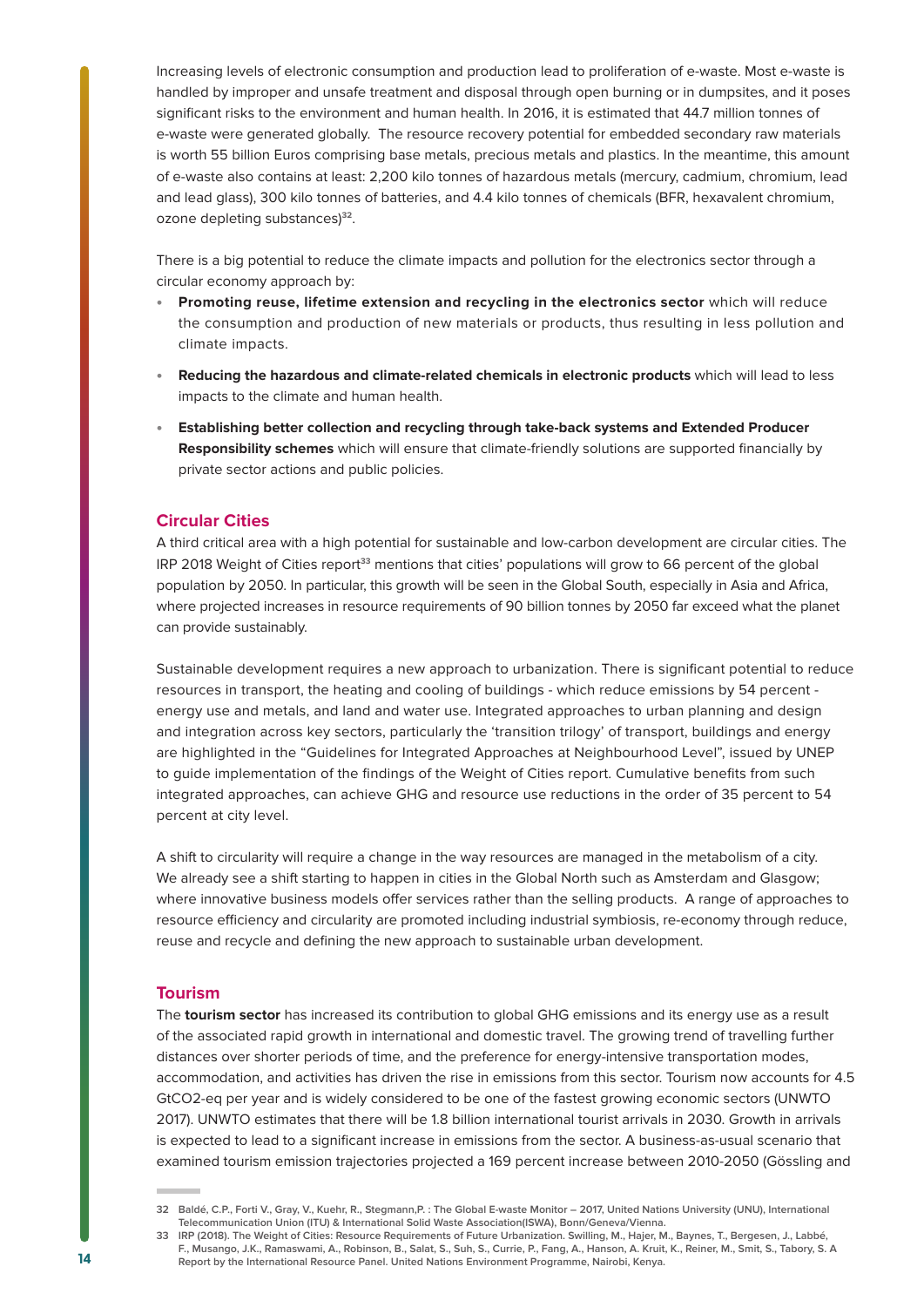Increasing levels of electronic consumption and production lead to proliferation of e-waste. Most e-waste is handled by improper and unsafe treatment and disposal through open burning or in dumpsites, and it poses significant risks to the environment and human health. In 2016, it is estimated that 44.7 million tonnes of e-waste were generated globally. The resource recovery potential for embedded secondary raw materials is worth 55 billion Euros comprising base metals, precious metals and plastics. In the meantime, this amount of e-waste also contains at least: 2,200 kilo tonnes of hazardous metals (mercury, cadmium, chromium, lead and lead glass), 300 kilo tonnes of batteries, and 4.4 kilo tonnes of chemicals (BFR, hexavalent chromium, ozone depleting substances)[32].

There is a big potential to reduce the climate impacts and pollution for the electronics sector through a circular economy approach by:

- **Promoting reuse, lifetime extension and recycling in the electronics sector** which will reduce the consumption and production of new materials or products, thus resulting in less pollution and climate impacts.
- **Reducing the hazardous and climate-related chemicals in electronic products** which will lead to less impacts to the climate and human health.
- **Establishing better collection and recycling through take-back systems and Extended Producer Responsibility schemes** which will ensure that climate-friendly solutions are supported financially by private sector actions and public policies.

## Circular Cities

A third critical area with a high potential for sustainable and low-carbon development are circular cities. The IRP 2018 Weight of Cities report[33] mentions that cities' populations will grow to 66 percent of the global population by 2050. In particular, this growth will be seen in the Global South, especially in Asia and Africa, where projected increases in resource requirements of 90 billion tonnes by 2050 far exceed what the planet can provide sustainably.

Sustainable development requires a new approach to urbanization. There is significant potential to reduce resources in transport, the heating and cooling of buildings - which reduce emissions by 54 percent - energy use and metals, and land and water use. Integrated approaches to urban planning and design and integration across key sectors, particularly the 'transition trilogy' of transport, buildings and energy are highlighted in the "Guidelines for Integrated Approaches at Neighbourhood Level", issued by UNEP to guide implementation of the findings of the Weight of Cities report. Cumulative benefits from such integrated approaches, can achieve GHG and resource use reductions in the order of 35 percent to 54 percent at city level.

A shift to circularity will require a change in the way resources are managed in the metabolism of a city. We already see a shift starting to happen in cities in the Global North such as Amsterdam and Glasgow; where innovative business models offer services rather than the selling products. A range of approaches to resource efficiency and circularity are promoted including industrial symbiosis, re-economy through reduce, reuse and recycle and defining the new approach to sustainable urban development.

## Tourism

The **tourism sector** has increased its contribution to global GHG emissions and its energy use as a result of the associated rapid growth in international and domestic travel. The growing trend of travelling further distances over shorter periods of time, and the preference for energy-intensive transportation modes, accommodation, and activities has driven the rise in emissions from this sector. Tourism now accounts for 4.5 $GtCO_2$-eq per year and is widely considered to be one of the fastest growing economic sectors (UNWTO 2017). UNWTO estimates that there will be 1.8 billion international tourist arrivals in 2030. Growth in arrivals is expected to lead to a significant increase in emissions from the sector. A business-as-usual scenario that examined tourism emission trajectories projected a 169 percent increase between 2010-2050 (Gössling and

---

32 Baldé, C.P., Forti V., Gray, V., Kuehr, R., Stegmann,P. : The Global E-waste Monitor – 2017, United Nations University (UNU), International Telecommunication Union (ITU) & International Solid Waste Association(ISWA), Bonn/Geneva/Vienna.

33 IRP (2018). The Weight of Cities: Resource Requirements of Future Urbanization. Swilling, M., Hajer, M., Baynes, T., Bergesen, J., Labbé, F., Musango, J.K., Ramaswami, A., Robinson, B., Salat, S., Suh, S., Currie, P., Fang, A., Hanson, A. Kruit, K., Reiner, M., Smit, S., Tabory, S. A Report by the International Resource Panel. United Nations Environment Programme, Nairobi, Kenya.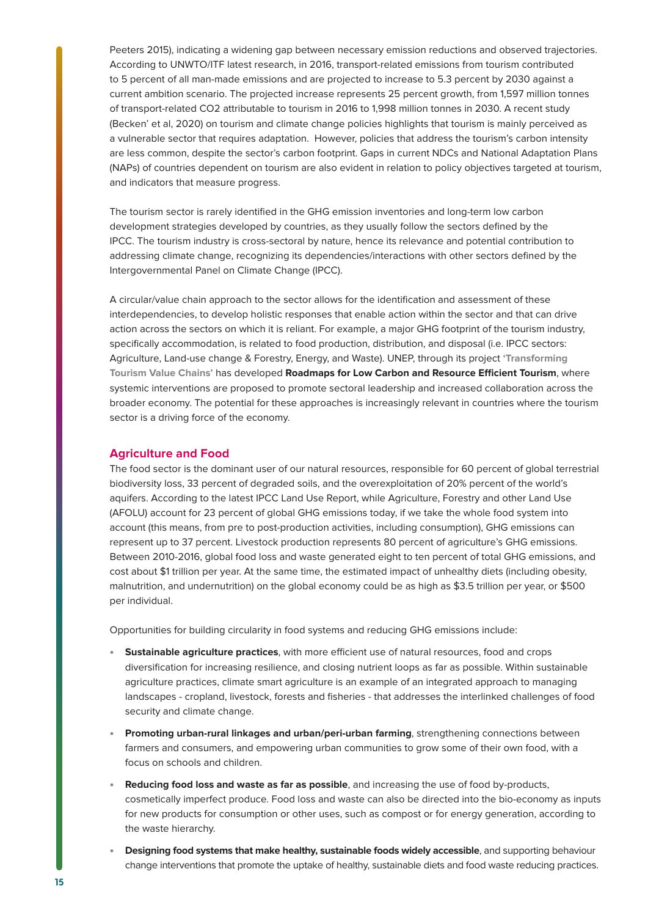Peeters 2015), indicating a widening gap between necessary emission reductions and observed trajectories. According to UNWTO/ITF latest research, in 2016, transport-related emissions from tourism contributed to 5 percent of all man-made emissions and are projected to increase to 5.3 percent by 2030 against a current ambition scenario. The projected increase represents 25 percent growth, from 1,597 million tonnes of transport-related CO2 attributable to tourism in 2016 to 1,998 million tonnes in 2030. A recent study (Becken' et al, 2020) on tourism and climate change policies highlights that tourism is mainly perceived as a vulnerable sector that requires adaptation. However, policies that address the tourism's carbon intensity are less common, despite the sector's carbon footprint. Gaps in current NDCs and National Adaptation Plans (NAPs) of countries dependent on tourism are also evident in relation to policy objectives targeted at tourism, and indicators that measure progress.

The tourism sector is rarely identified in the GHG emission inventories and long-term low carbon development strategies developed by countries, as they usually follow the sectors defined by the IPCC. The tourism industry is cross-sectoral by nature, hence its relevance and potential contribution to addressing climate change, recognizing its dependencies/interactions with other sectors defined by the Intergovernmental Panel on Climate Change (IPCC).

A circular/value chain approach to the sector allows for the identification and assessment of these interdependencies, to develop holistic responses that enable action within the sector and that can drive action across the sectors on which it is reliant. For example, a major GHG footprint of the tourism industry, specifically accommodation, is related to food production, distribution, and disposal (i.e. IPCC sectors: Agriculture, Land-use change & Forestry, Energy, and Waste). UNEP, through its project **'Transforming Tourism Value Chains'** has developed **Roadmaps for Low Carbon and Resource Efficient Tourism**, where systemic interventions are proposed to promote sectoral leadership and increased collaboration across the broader economy. The potential for these approaches is increasingly relevant in countries where the tourism sector is a driving force of the economy.

## Agriculture and Food

The food sector is the dominant user of our natural resources, responsible for 60 percent of global terrestrial biodiversity loss, 33 percent of degraded soils, and the overexploitation of 20% percent of the world's aquifers. According to the latest IPCC Land Use Report, while Agriculture, Forestry and other Land Use (AFOLU) account for 23 percent of global GHG emissions today, if we take the whole food system into account (this means, from pre to post-production activities, including consumption), GHG emissions can represent up to 37 percent. Livestock production represents 80 percent of agriculture's GHG emissions. Between 2010-2016, global food loss and waste generated eight to ten percent of total GHG emissions, and cost about $1 trillion per year. At the same time, the estimated impact of unhealthy diets (including obesity, malnutrition, and undernutrition) on the global economy could be as high as $3.5 trillion per year, or $500 per individual.

Opportunities for building circularity in food systems and reducing GHG emissions include:

- **Sustainable agriculture practices**, with more efficient use of natural resources, food and crops diversification for increasing resilience, and closing nutrient loops as far as possible. Within sustainable agriculture practices, climate smart agriculture is an example of an integrated approach to managing landscapes - cropland, livestock, forests and fisheries - that addresses the interlinked challenges of food security and climate change.
- **Promoting urban-rural linkages and urban/peri-urban farming**, strengthening connections between farmers and consumers, and empowering urban communities to grow some of their own food, with a focus on schools and children.
- **Reducing food loss and waste as far as possible**, and increasing the use of food by-products, cosmetically imperfect produce. Food loss and waste can also be directed into the bio-economy as inputs for new products for consumption or other uses, such as compost or for energy generation, according to the waste hierarchy.
- **Designing food systems that make healthy, sustainable foods widely accessible**, and supporting behaviour change interventions that promote the uptake of healthy, sustainable diets and food waste reducing practices.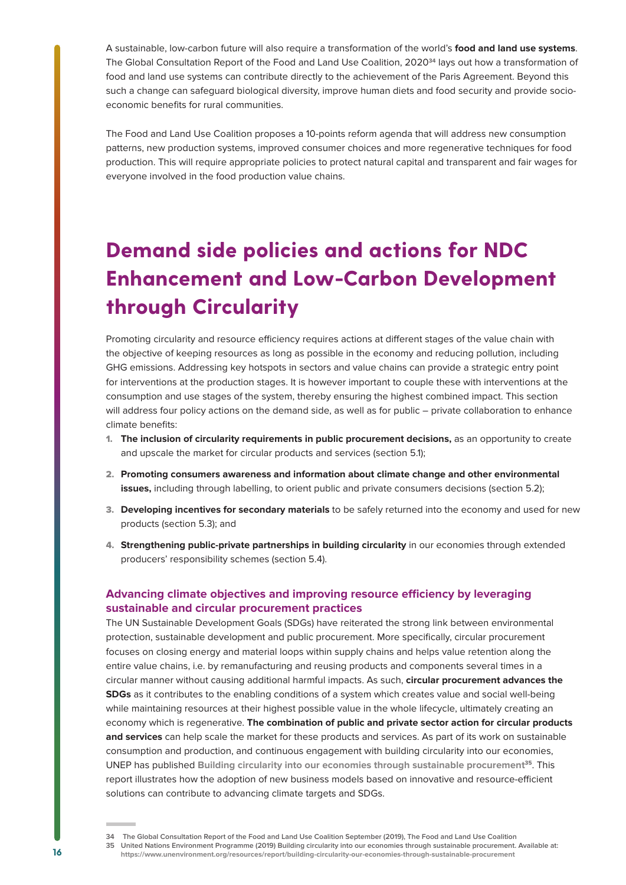A sustainable, low-carbon future will also require a transformation of the world's **food and land use systems**. The Global Consultation Report of the Food and Land Use Coalition, 2020[34] lays out how a transformation of food and land use systems can contribute directly to the achievement of the Paris Agreement. Beyond this such a change can safeguard biological diversity, improve human diets and food security and provide socio-economic benefits for rural communities.

The Food and Land Use Coalition proposes a 10-points reform agenda that will address new consumption patterns, new production systems, improved consumer choices and more regenerative techniques for food production. This will require appropriate policies to protect natural capital and transparent and fair wages for everyone involved in the food production value chains.

# Demand side policies and actions for NDC Enhancement and Low-Carbon Development through Circularity

Promoting circularity and resource efficiency requires actions at different stages of the value chain with the objective of keeping resources as long as possible in the economy and reducing pollution, including GHG emissions. Addressing key hotspots in sectors and value chains can provide a strategic entry point for interventions at the production stages. It is however important to couple these with interventions at the consumption and use stages of the system, thereby ensuring the highest combined impact. This section will address four policy actions on the demand side, as well as for public – private collaboration to enhance climate benefits:

1. **The inclusion of circularity requirements in public procurement decisions,** as an opportunity to create and upscale the market for circular products and services (section 5.1);
2. **Promoting consumers awareness and information about climate change and other environmental issues,** including through labelling, to orient public and private consumers decisions (section 5.2);
3. **Developing incentives for secondary materials** to be safely returned into the economy and used for new products (section 5.3); and
4. **Strengthening public-private partnerships in building circularity** in our economies through extended producers' responsibility schemes (section 5.4).

## Advancing climate objectives and improving resource efficiency by leveraging sustainable and circular procurement practices

The UN Sustainable Development Goals (SDGs) have reiterated the strong link between environmental protection, sustainable development and public procurement. More specifically, circular procurement focuses on closing energy and material loops within supply chains and helps value retention along the entire value chains, i.e. by remanufacturing and reusing products and components several times in a circular manner without causing additional harmful impacts. As such, **circular procurement advances the SDGs** as it contributes to the enabling conditions of a system which creates value and social well-being while maintaining resources at their highest possible value in the whole lifecycle, ultimately creating an economy which is regenerative. **The combination of public and private sector action for circular products and services** can help scale the market for these products and services. As part of its work on sustainable consumption and production, and continuous engagement with building circularity into our economies, UNEP has published **Building circularity into our economies through sustainable procurement**[35]. This report illustrates how the adoption of new business models based on innovative and resource-efficient solutions can contribute to advancing climate targets and SDGs.

---

34 The Global Consultation Report of the Food and Land Use Coalition September (2019), The Food and Land Use Coalition

35 United Nations Environment Programme (2019) Building circularity into our economies through sustainable procurement. Available at: https://www.unenvironment.org/resources/report/building-circularity-our-economies-through-sustainable-procurement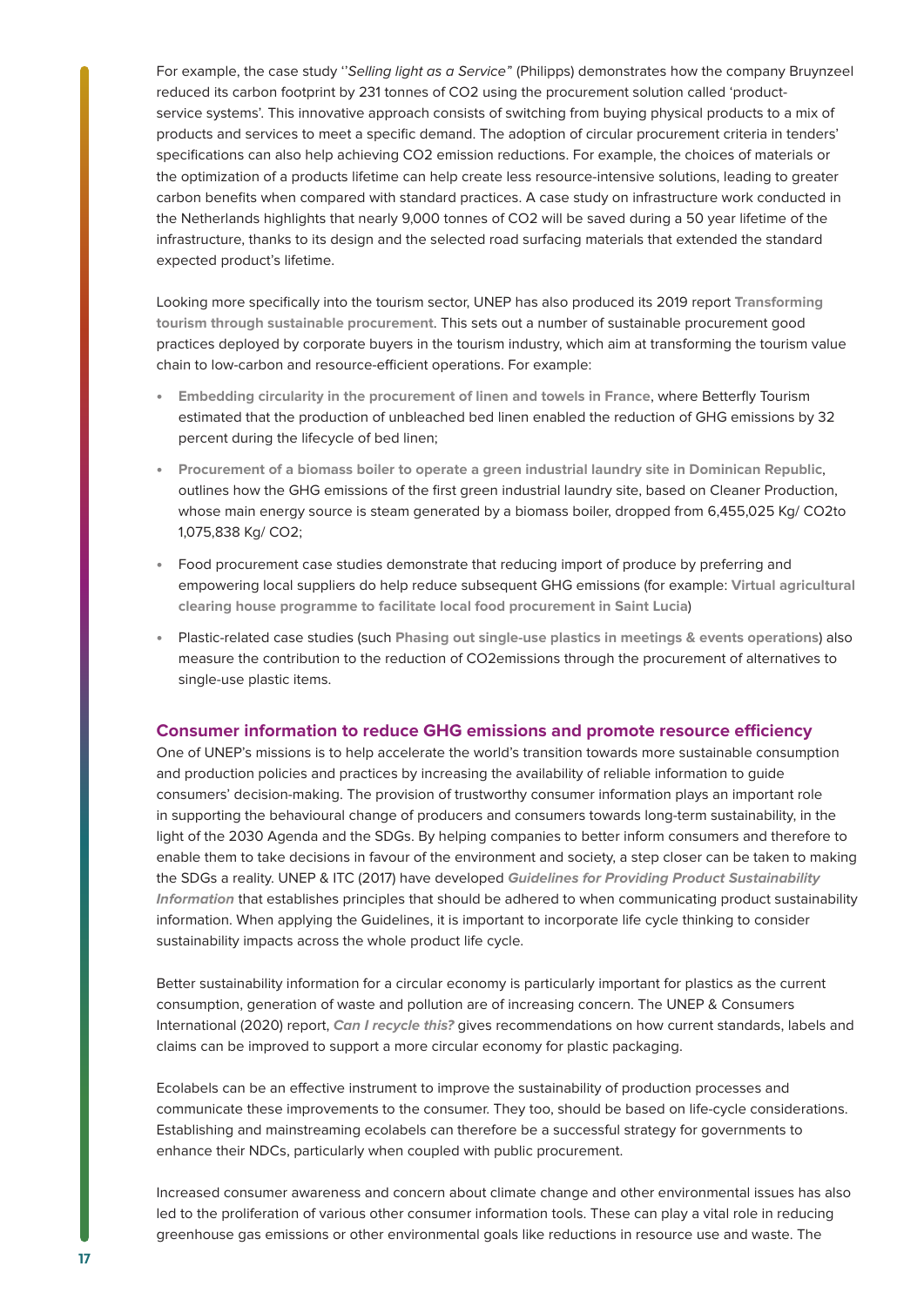For example, the case study ''*Selling light as a Service"* (Philipps) demonstrates how the company Bruynzeel reduced its carbon footprint by 231 tonnes of $CO_2$ using the procurement solution called 'product-service systems'. This innovative approach consists of switching from buying physical products to a mix of products and services to meet a specific demand. The adoption of circular procurement criteria in tenders' specifications can also help achieving $CO_2$ emission reductions. For example, the choices of materials or the optimization of a products lifetime can help create less resource-intensive solutions, leading to greater carbon benefits when compared with standard practices. A case study on infrastructure work conducted in the Netherlands highlights that nearly 9,000 tonnes of $CO_2$ will be saved during a 50 year lifetime of the infrastructure, thanks to its design and the selected road surfacing materials that extended the standard expected product's lifetime.

Looking more specifically into the tourism sector, UNEP has also produced its 2019 report **Transforming tourism through sustainable procurement**. This sets out a number of sustainable procurement good practices deployed by corporate buyers in the tourism industry, which aim at transforming the tourism value chain to low-carbon and resource-efficient operations. For example:

- **Embedding circularity in the procurement of linen and towels in France**, where Betterfly Tourism estimated that the production of unbleached bed linen enabled the reduction of GHG emissions by 32 percent during the lifecycle of bed linen;
- **Procurement of a biomass boiler to operate a green industrial laundry site in Dominican Republic**, outlines how the GHG emissions of the first green industrial laundry site, based on Cleaner Production, whose main energy source is steam generated by a biomass boiler, dropped from 6,455,025 Kg/ $CO_2$to 1,075,838 Kg/ $CO_2$;
- Food procurement case studies demonstrate that reducing import of produce by preferring and empowering local suppliers do help reduce subsequent GHG emissions (for example: **Virtual agricultural clearing house programme to facilitate local food procurement in Saint Lucia**)
- Plastic-related case studies (such **Phasing out single-use plastics in meetings & events operations**) also measure the contribution to the reduction of $CO_2$emissions through the procurement of alternatives to single-use plastic items.

## Consumer information to reduce GHG emissions and promote resource efficiency

One of UNEP's missions is to help accelerate the world's transition towards more sustainable consumption and production policies and practices by increasing the availability of reliable information to guide consumers' decision-making. The provision of trustworthy consumer information plays an important role in supporting the behavioural change of producers and consumers towards long-term sustainability, in the light of the 2030 Agenda and the SDGs. By helping companies to better inform consumers and therefore to enable them to take decisions in favour of the environment and society, a step closer can be taken to making the SDGs a reality. UNEP & ITC (2017) have developed ***Guidelines for Providing Product Sustainability Information*** that establishes principles that should be adhered to when communicating product sustainability information. When applying the Guidelines, it is important to incorporate life cycle thinking to consider sustainability impacts across the whole product life cycle.

Better sustainability information for a circular economy is particularly important for plastics as the current consumption, generation of waste and pollution are of increasing concern. The UNEP & Consumers International (2020) report, ***Can I recycle this?*** gives recommendations on how current standards, labels and claims can be improved to support a more circular economy for plastic packaging.

Ecolabels can be an effective instrument to improve the sustainability of production processes and communicate these improvements to the consumer. They too, should be based on life-cycle considerations. Establishing and mainstreaming ecolabels can therefore be a successful strategy for governments to enhance their NDCs, particularly when coupled with public procurement.

Increased consumer awareness and concern about climate change and other environmental issues has also led to the proliferation of various other consumer information tools. These can play a vital role in reducing greenhouse gas emissions or other environmental goals like reductions in resource use and waste. The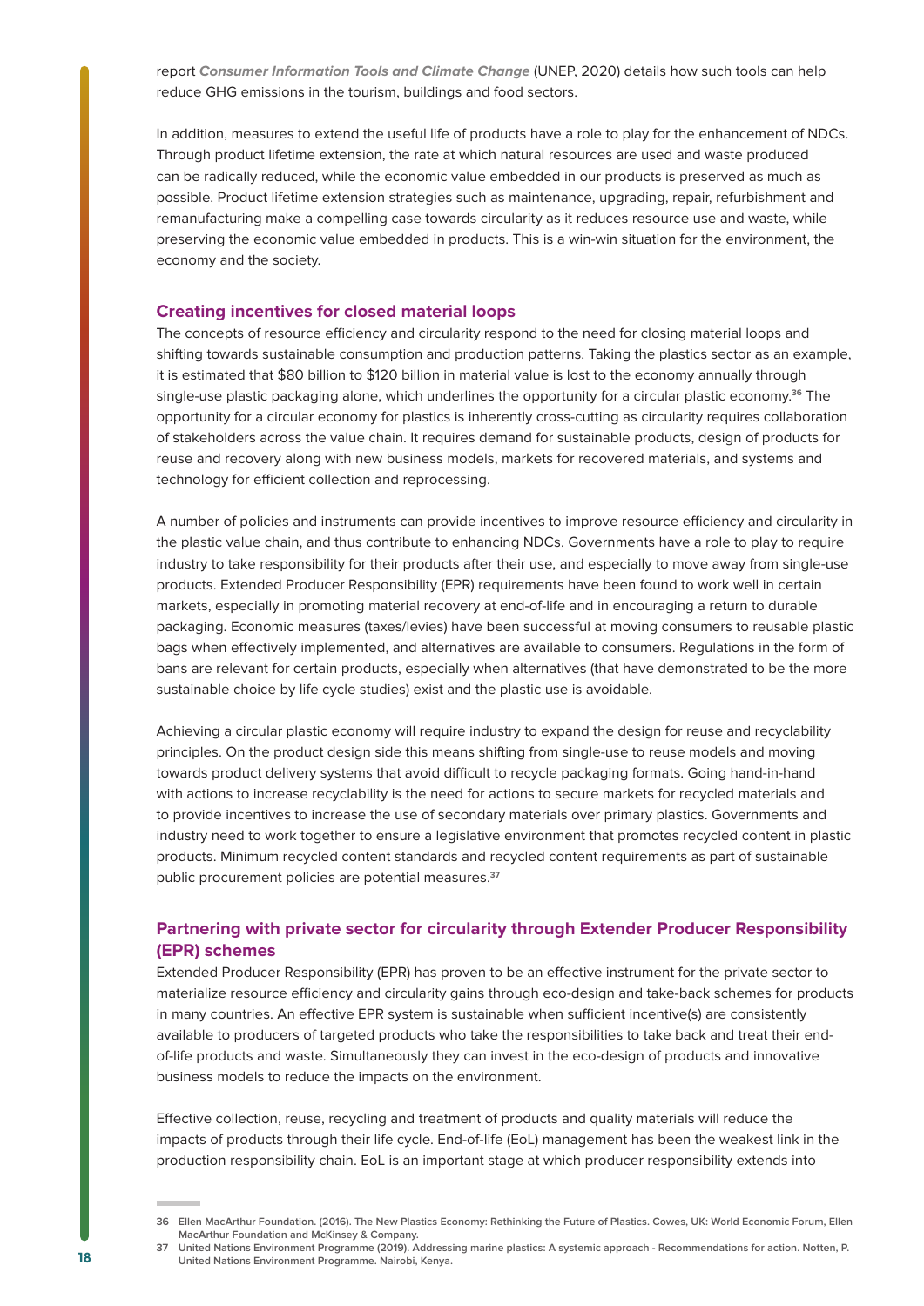report ***Consumer Information Tools and Climate Change*** (UNEP, 2020) details how such tools can help reduce GHG emissions in the tourism, buildings and food sectors.

In addition, measures to extend the useful life of products have a role to play for the enhancement of NDCs. Through product lifetime extension, the rate at which natural resources are used and waste produced can be radically reduced, while the economic value embedded in our products is preserved as much as possible. Product lifetime extension strategies such as maintenance, upgrading, repair, refurbishment and remanufacturing make a compelling case towards circularity as it reduces resource use and waste, while preserving the economic value embedded in products. This is a win-win situation for the environment, the economy and the society.

### Creating incentives for closed material loops

The concepts of resource efficiency and circularity respond to the need for closing material loops and shifting towards sustainable consumption and production patterns. Taking the plastics sector as an example, it is estimated that $80 billion to $120 billion in material value is lost to the economy annually through single-use plastic packaging alone, which underlines the opportunity for a circular plastic economy.[36] The opportunity for a circular economy for plastics is inherently cross-cutting as circularity requires collaboration of stakeholders across the value chain. It requires demand for sustainable products, design of products for reuse and recovery along with new business models, markets for recovered materials, and systems and technology for efficient collection and reprocessing.

A number of policies and instruments can provide incentives to improve resource efficiency and circularity in the plastic value chain, and thus contribute to enhancing NDCs. Governments have a role to play to require industry to take responsibility for their products after their use, and especially to move away from single-use products. Extended Producer Responsibility (EPR) requirements have been found to work well in certain markets, especially in promoting material recovery at end-of-life and in encouraging a return to durable packaging. Economic measures (taxes/levies) have been successful at moving consumers to reusable plastic bags when effectively implemented, and alternatives are available to consumers. Regulations in the form of bans are relevant for certain products, especially when alternatives (that have demonstrated to be the more sustainable choice by life cycle studies) exist and the plastic use is avoidable.

Achieving a circular plastic economy will require industry to expand the design for reuse and recyclability principles. On the product design side this means shifting from single-use to reuse models and moving towards product delivery systems that avoid difficult to recycle packaging formats. Going hand-in-hand with actions to increase recyclability is the need for actions to secure markets for recycled materials and to provide incentives to increase the use of secondary materials over primary plastics. Governments and industry need to work together to ensure a legislative environment that promotes recycled content in plastic products. Minimum recycled content standards and recycled content requirements as part of sustainable public procurement policies are potential measures.[37]

### Partnering with private sector for circularity through Extender Producer Responsibility (EPR) schemes

Extended Producer Responsibility (EPR) has proven to be an effective instrument for the private sector to materialize resource efficiency and circularity gains through eco-design and take-back schemes for products in many countries. An effective EPR system is sustainable when sufficient incentive(s) are consistently available to producers of targeted products who take the responsibilities to take back and treat their end-of-life products and waste. Simultaneously they can invest in the eco-design of products and innovative business models to reduce the impacts on the environment.

Effective collection, reuse, recycling and treatment of products and quality materials will reduce the impacts of products through their life cycle. End-of-life (EoL) management has been the weakest link in the production responsibility chain. EoL is an important stage at which producer responsibility extends into

---

36 Ellen MacArthur Foundation. (2016). The New Plastics Economy: Rethinking the Future of Plastics. Cowes, UK: World Economic Forum, Ellen MacArthur Foundation and McKinsey & Company.

37 United Nations Environment Programme (2019). Addressing marine plastics: A systemic approach - Recommendations for action. Notten, P. United Nations Environment Programme. Nairobi, Kenya.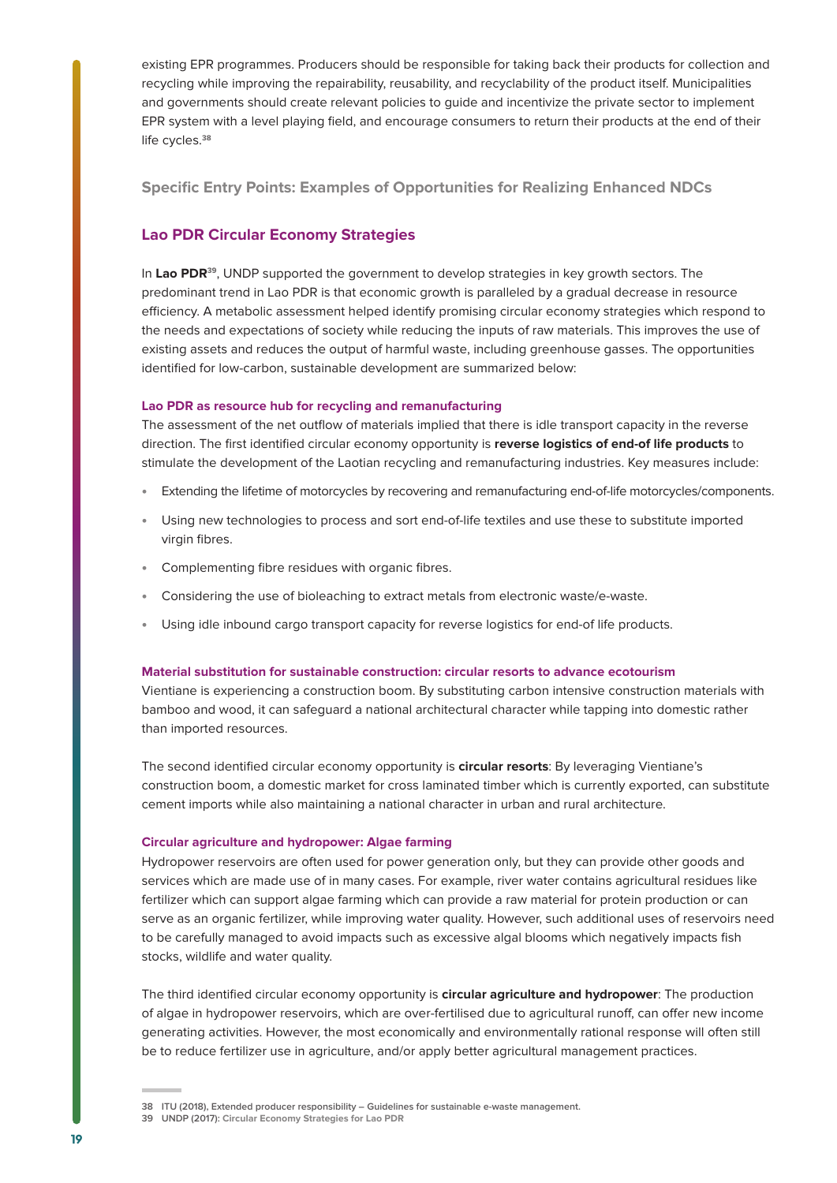existing EPR programmes. Producers should be responsible for taking back their products for collection and recycling while improving the repairability, reusability, and recyclability of the product itself. Municipalities and governments should create relevant policies to guide and incentivize the private sector to implement EPR system with a level playing field, and encourage consumers to return their products at the end of their life cycles.[38]

### Specific Entry Points: Examples of Opportunities for Realizing Enhanced NDCs

## Lao PDR Circular Economy Strategies

In **Lao PDR**[39], UNDP supported the government to develop strategies in key growth sectors. The predominant trend in Lao PDR is that economic growth is paralleled by a gradual decrease in resource efficiency. A metabolic assessment helped identify promising circular economy strategies which respond to the needs and expectations of society while reducing the inputs of raw materials. This improves the use of existing assets and reduces the output of harmful waste, including greenhouse gasses. The opportunities identified for low-carbon, sustainable development are summarized below:

#### Lao PDR as resource hub for recycling and remanufacturing

The assessment of the net outflow of materials implied that there is idle transport capacity in the reverse direction. The first identified circular economy opportunity is **reverse logistics of end-of life products** to stimulate the development of the Laotian recycling and remanufacturing industries. Key measures include:

- Extending the lifetime of motorcycles by recovering and remanufacturing end-of-life motorcycles/components.
- Using new technologies to process and sort end-of-life textiles and use these to substitute imported virgin fibres.
- Complementing fibre residues with organic fibres.
- Considering the use of bioleaching to extract metals from electronic waste/e-waste.
- Using idle inbound cargo transport capacity for reverse logistics for end-of life products.

#### Material substitution for sustainable construction: circular resorts to advance ecotourism

Vientiane is experiencing a construction boom. By substituting carbon intensive construction materials with bamboo and wood, it can safeguard a national architectural character while tapping into domestic rather than imported resources.

The second identified circular economy opportunity is **circular resorts**: By leveraging Vientiane's construction boom, a domestic market for cross laminated timber which is currently exported, can substitute cement imports while also maintaining a national character in urban and rural architecture.

#### Circular agriculture and hydropower: Algae farming

Hydropower reservoirs are often used for power generation only, but they can provide other goods and services which are made use of in many cases. For example, river water contains agricultural residues like fertilizer which can support algae farming which can provide a raw material for protein production or can serve as an organic fertilizer, while improving water quality. However, such additional uses of reservoirs need to be carefully managed to avoid impacts such as excessive algal blooms which negatively impacts fish stocks, wildlife and water quality.

The third identified circular economy opportunity is **circular agriculture and hydropower**: The production of algae in hydropower reservoirs, which are over-fertilised due to agricultural runoff, can offer new income generating activities. However, the most economically and environmentally rational response will often still be to reduce fertilizer use in agriculture, and/or apply better agricultural management practices.

---

38 ITU (2018), Extended producer responsibility – Guidelines for sustainable e-waste management.

39 UNDP (2017): Circular Economy Strategies for Lao PDR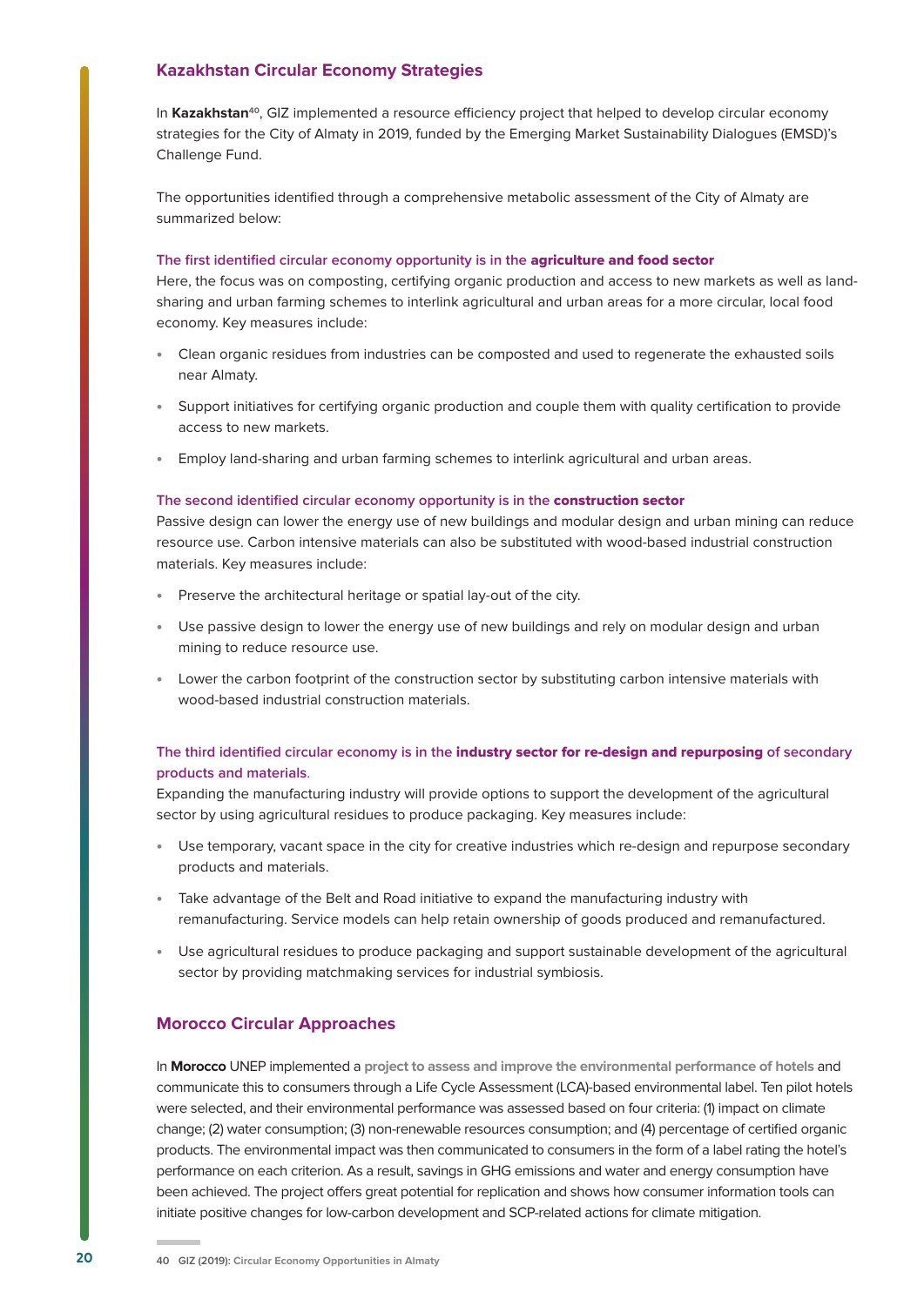## Kazakhstan Circular Economy Strategies

In **Kazakhstan**[40], GIZ implemented a resource efficiency project that helped to develop circular economy strategies for the City of Almaty in 2019, funded by the Emerging Market Sustainability Dialogues (EMSD)'s Challenge Fund.

The opportunities identified through a comprehensive metabolic assessment of the City of Almaty are summarized below:

#### The first identified circular economy opportunity is in the **agriculture and food sector**

Here, the focus was on composting, certifying organic production and access to new markets as well as land-sharing and urban farming schemes to interlink agricultural and urban areas for a more circular, local food economy. Key measures include:

- Clean organic residues from industries can be composted and used to regenerate the exhausted soils near Almaty.
- Support initiatives for certifying organic production and couple them with quality certification to provide access to new markets.
- Employ land-sharing and urban farming schemes to interlink agricultural and urban areas.

#### The second identified circular economy opportunity is in the **construction sector**

Passive design can lower the energy use of new buildings and modular design and urban mining can reduce resource use. Carbon intensive materials can also be substituted with wood-based industrial construction materials. Key measures include:

- Preserve the architectural heritage or spatial lay-out of the city.
- Use passive design to lower the energy use of new buildings and rely on modular design and urban mining to reduce resource use.
- Lower the carbon footprint of the construction sector by substituting carbon intensive materials with wood-based industrial construction materials.

#### The third identified circular economy is in the **industry sector for re-design and repurposing** of secondary products and materials.

Expanding the manufacturing industry will provide options to support the development of the agricultural sector by using agricultural residues to produce packaging. Key measures include:

- Use temporary, vacant space in the city for creative industries which re-design and repurpose secondary products and materials.
- Take advantage of the Belt and Road initiative to expand the manufacturing industry with remanufacturing. Service models can help retain ownership of goods produced and remanufactured.
- Use agricultural residues to produce packaging and support sustainable development of the agricultural sector by providing matchmaking services for industrial symbiosis.

## Morocco Circular Approaches

In **Morocco** UNEP implemented a **project to assess and improve the environmental performance of hotels** and communicate this to consumers through a Life Cycle Assessment (LCA)-based environmental label. Ten pilot hotels were selected, and their environmental performance was assessed based on four criteria: (1) impact on climate change; (2) water consumption; (3) non-renewable resources consumption; and (4) percentage of certified organic products. The environmental impact was then communicated to consumers in the form of a label rating the hotel's performance on each criterion. As a result, savings in GHG emissions and water and energy consumption have been achieved. The project offers great potential for replication and shows how consumer information tools can initiate positive changes for low-carbon development and SCP-related actions for climate mitigation.

---

40 GIZ (2019): Circular Economy Opportunities in Almaty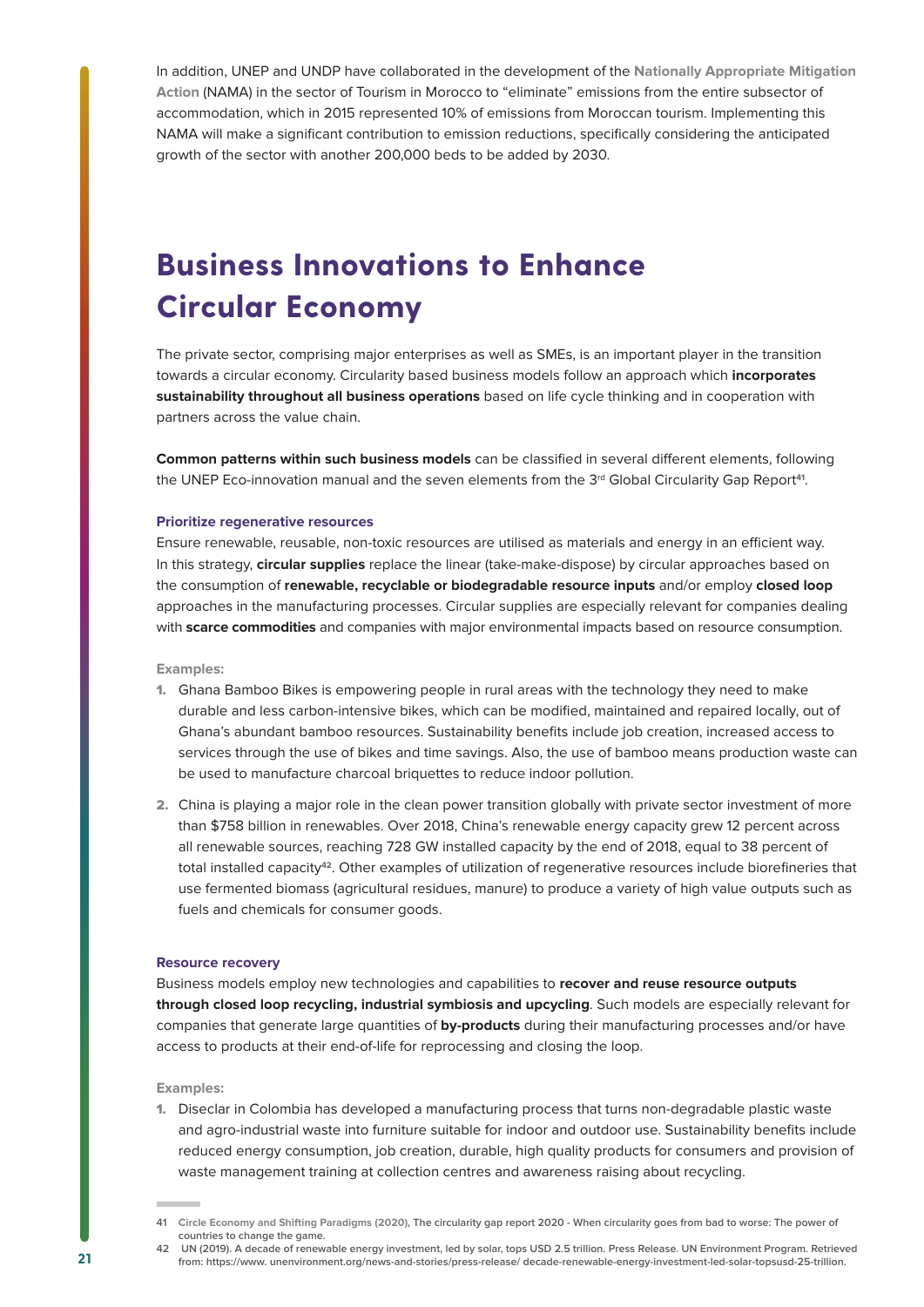In addition, UNEP and UNDP have collaborated in the development of the **Nationally Appropriate Mitigation Action** (NAMA) in the sector of Tourism in Morocco to "eliminate" emissions from the entire subsector of accommodation, which in 2015 represented 10% of emissions from Moroccan tourism. Implementing this NAMA will make a significant contribution to emission reductions, specifically considering the anticipated growth of the sector with another 200,000 beds to be added by 2030.

# Business Innovations to Enhance Circular Economy

The private sector, comprising major enterprises as well as SMEs, is an important player in the transition towards a circular economy. Circularity based business models follow an approach which **incorporates sustainability throughout all business operations** based on life cycle thinking and in cooperation with partners across the value chain.

**Common patterns within such business models** can be classified in several different elements, following the UNEP Eco-innovation manual and the seven elements from the 3rd Global Circularity Gap Report[41].

### Prioritize regenerative resources

Ensure renewable, reusable, non-toxic resources are utilised as materials and energy in an efficient way. In this strategy, **circular supplies** replace the linear (take-make-dispose) by circular approaches based on the consumption of **renewable, recyclable or biodegradable resource inputs** and/or employ **closed loop** approaches in the manufacturing processes. Circular supplies are especially relevant for companies dealing with **scarce commodities** and companies with major environmental impacts based on resource consumption.

**Examples:**

1. Ghana Bamboo Bikes is empowering people in rural areas with the technology they need to make durable and less carbon-intensive bikes, which can be modified, maintained and repaired locally, out of Ghana's abundant bamboo resources. Sustainability benefits include job creation, increased access to services through the use of bikes and time savings. Also, the use of bamboo means production waste can be used to manufacture charcoal briquettes to reduce indoor pollution.
2. China is playing a major role in the clean power transition globally with private sector investment of more than $758 billion in renewables. Over 2018, China's renewable energy capacity grew 12 percent across all renewable sources, reaching 728 GW installed capacity by the end of 2018, equal to 38 percent of total installed capacity[42]. Other examples of utilization of regenerative resources include biorefineries that use fermented biomass (agricultural residues, manure) to produce a variety of high value outputs such as fuels and chemicals for consumer goods.

### Resource recovery

Business models employ new technologies and capabilities to **recover and reuse resource outputs through closed loop recycling, industrial symbiosis and upcycling**. Such models are especially relevant for companies that generate large quantities of **by-products** during their manufacturing processes and/or have access to products at their end-of-life for reprocessing and closing the loop.

**Examples:**

1. Diseclar in Colombia has developed a manufacturing process that turns non-degradable plastic waste and agro-industrial waste into furniture suitable for indoor and outdoor use. Sustainability benefits include reduced energy consumption, job creation, durable, high quality products for consumers and provision of waste management training at collection centres and awareness raising about recycling.

---

41 Circle Economy and Shifting Paradigms (2020), The circularity gap report 2020 - When circularity goes from bad to worse: The power of countries to change the game.

42 UN (2019). A decade of renewable energy investment, led by solar, tops USD 2.5 trillion. Press Release. UN Environment Program. Retrieved from: https://www. unenvironment.org/news-and-stories/press-release/ decade-renewable-energy-investment-led-solar-topsusd-25-trillion.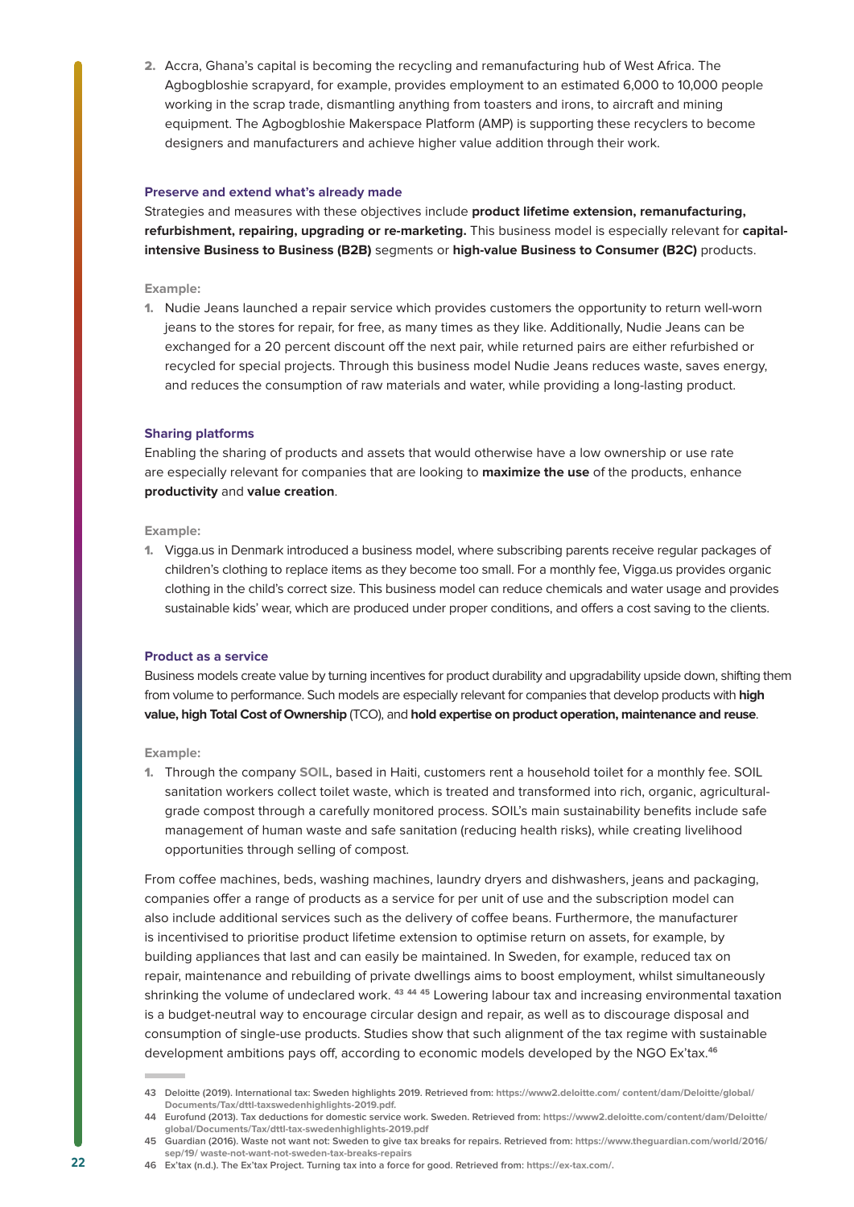2. Accra, Ghana's capital is becoming the recycling and remanufacturing hub of West Africa. The Agbogbloshie scrapyard, for example, provides employment to an estimated 6,000 to 10,000 people working in the scrap trade, dismantling anything from toasters and irons, to aircraft and mining equipment. The Agbogbloshie Makerspace Platform (AMP) is supporting these recyclers to become designers and manufacturers and achieve higher value addition through their work.

### Preserve and extend what's already made

Strategies and measures with these objectives include **product lifetime extension, remanufacturing, refurbishment, repairing, upgrading or re-marketing.** This business model is especially relevant for **capital-intensive Business to Business (B2B)** segments or **high-value Business to Consumer (B2C)** products.

**Example:**

1. Nudie Jeans launched a repair service which provides customers the opportunity to return well-worn jeans to the stores for repair, for free, as many times as they like. Additionally, Nudie Jeans can be exchanged for a 20 percent discount off the next pair, while returned pairs are either refurbished or recycled for special projects. Through this business model Nudie Jeans reduces waste, saves energy, and reduces the consumption of raw materials and water, while providing a long-lasting product.

### Sharing platforms

Enabling the sharing of products and assets that would otherwise have a low ownership or use rate are especially relevant for companies that are looking to **maximize the use** of the products, enhance **productivity** and **value creation**.

**Example:**

1. Vigga.us in Denmark introduced a business model, where subscribing parents receive regular packages of children's clothing to replace items as they become too small. For a monthly fee, Vigga.us provides organic clothing in the child's correct size. This business model can reduce chemicals and water usage and provides sustainable kids' wear, which are produced under proper conditions, and offers a cost saving to the clients.

### Product as a service

Business models create value by turning incentives for product durability and upgradability upside down, shifting them from volume to performance. Such models are especially relevant for companies that develop products with **high value, high Total Cost of Ownership** (TCO), and **hold expertise on product operation, maintenance and reuse**.

**Example:**

1. Through the company SOIL, based in Haiti, customers rent a household toilet for a monthly fee. SOIL sanitation workers collect toilet waste, which is treated and transformed into rich, organic, agricultural-grade compost through a carefully monitored process. SOIL's main sustainability benefits include safe management of human waste and safe sanitation (reducing health risks), while creating livelihood opportunities through selling of compost.

From coffee machines, beds, washing machines, laundry dryers and dishwashers, jeans and packaging, companies offer a range of products as a service for per unit of use and the subscription model can also include additional services such as the delivery of coffee beans. Furthermore, the manufacturer is incentivised to prioritise product lifetime extension to optimise return on assets, for example, by building appliances that last and can easily be maintained. In Sweden, for example, reduced tax on repair, maintenance and rebuilding of private dwellings aims to boost employment, whilst simultaneously shrinking the volume of undeclared work. [43] [44] [45] Lowering labour tax and increasing environmental taxation is a budget-neutral way to encourage circular design and repair, as well as to discourage disposal and consumption of single-use products. Studies show that such alignment of the tax regime with sustainable development ambitions pays off, according to economic models developed by the NGO Ex'tax.[46]

---

43 Deloitte (2019). International tax: Sweden highlights 2019. Retrieved from: https://www2.deloitte.com/ content/dam/Deloitte/global/Documents/Tax/dttl-taxswedenhighlights-2019.pdf.

44 Eurofund (2013). Tax deductions for domestic service work. Sweden. Retrieved from: https://www2.deloitte.com/content/dam/Deloitte/global/Documents/Tax/dttl-tax-swedenhighlights-2019.pdf

45 Guardian (2016). Waste not want not: Sweden to give tax breaks for repairs. Retrieved from: https://www.theguardian.com/world/2016/sep/19/ waste-not-want-not-sweden-tax-breaks-repairs

46 Ex'tax (n.d.). The Ex'tax Project. Turning tax into a force for good. Retrieved from: https://ex-tax.com/.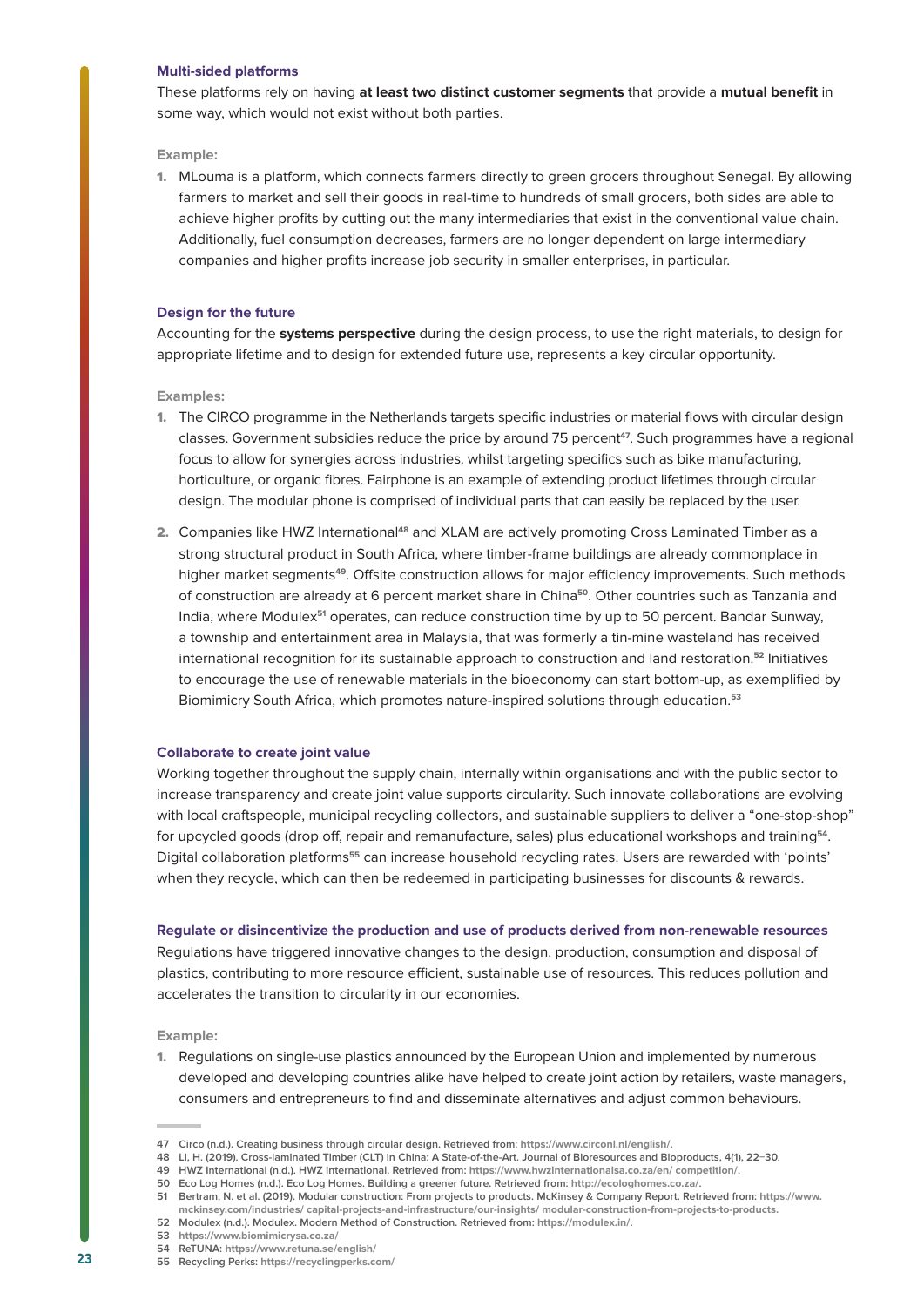### Multi-sided platforms

These platforms rely on having **at least two distinct customer segments** that provide a **mutual benefit** in some way, which would not exist without both parties.

**Example:**

1. MLouma is a platform, which connects farmers directly to green grocers throughout Senegal. By allowing farmers to market and sell their goods in real-time to hundreds of small grocers, both sides are able to achieve higher profits by cutting out the many intermediaries that exist in the conventional value chain. Additionally, fuel consumption decreases, farmers are no longer dependent on large intermediary companies and higher profits increase job security in smaller enterprises, in particular.

### Design for the future

Accounting for the **systems perspective** during the design process, to use the right materials, to design for appropriate lifetime and to design for extended future use, represents a key circular opportunity.

**Examples:**

1. The CIRCO programme in the Netherlands targets specific industries or material flows with circular design classes. Government subsidies reduce the price by around 75 percent[47]. Such programmes have a regional focus to allow for synergies across industries, whilst targeting specifics such as bike manufacturing, horticulture, or organic fibres. Fairphone is an example of extending product lifetimes through circular design. The modular phone is comprised of individual parts that can easily be replaced by the user.
2. Companies like HWZ International[48] and XLAM are actively promoting Cross Laminated Timber as a strong structural product in South Africa, where timber-frame buildings are already commonplace in higher market segments[49]. Offsite construction allows for major efficiency improvements. Such methods of construction are already at 6 percent market share in China[50]. Other countries such as Tanzania and India, where Modulex[51] operates, can reduce construction time by up to 50 percent. Bandar Sunway, a township and entertainment area in Malaysia, that was formerly a tin-mine wasteland has received international recognition for its sustainable approach to construction and land restoration.[52] Initiatives to encourage the use of renewable materials in the bioeconomy can start bottom-up, as exemplified by Biomimicry South Africa, which promotes nature-inspired solutions through education.[53]

### Collaborate to create joint value

Working together throughout the supply chain, internally within organisations and with the public sector to increase transparency and create joint value supports circularity. Such innovate collaborations are evolving with local craftspeople, municipal recycling collectors, and sustainable suppliers to deliver a "one-stop-shop" for upcycled goods (drop off, repair and remanufacture, sales) plus educational workshops and training[54]. Digital collaboration platforms[55] can increase household recycling rates. Users are rewarded with 'points' when they recycle, which can then be redeemed in participating businesses for discounts & rewards.

### Regulate or disincentivize the production and use of products derived from non-renewable resources

Regulations have triggered innovative changes to the design, production, consumption and disposal of plastics, contributing to more resource efficient, sustainable use of resources. This reduces pollution and accelerates the transition to circularity in our economies.

**Example:**

1. Regulations on single-use plastics announced by the European Union and implemented by numerous developed and developing countries alike have helped to create joint action by retailers, waste managers, consumers and entrepreneurs to find and disseminate alternatives and adjust common behaviours.

---

47 Circo (n.d.). Creating business through circular design. Retrieved from: https://www.circonl.nl/english/.
48 Li, H. (2019). Cross-laminated Timber (CLT) in China: A State-of-the-Art. Journal of Bioresources and Bioproducts, 4(1), 22–30.
49 HWZ International (n.d.). HWZ International. Retrieved from: https://www.hwzinternationalsa.co.za/en/ competition/.
50 Eco Log Homes (n.d.). Eco Log Homes. Building a greener future. Retrieved from: http://ecologhomes.co.za/.
51 Bertram, N. et al. (2019). Modular construction: From projects to products. McKinsey & Company Report. Retrieved from: https://www.mckinsey.com/industries/ capital-projects-and-infrastructure/our-insights/ modular-construction-from-projects-to-products.
52 Modulex (n.d.). Modulex. Modern Method of Construction. Retrieved from: https://modulex.in/.
53 https://www.biomimicrysa.co.za/
54 ReTUNA: https://www.retuna.se/english/
55 Recycling Perks: https://recyclingperks.com/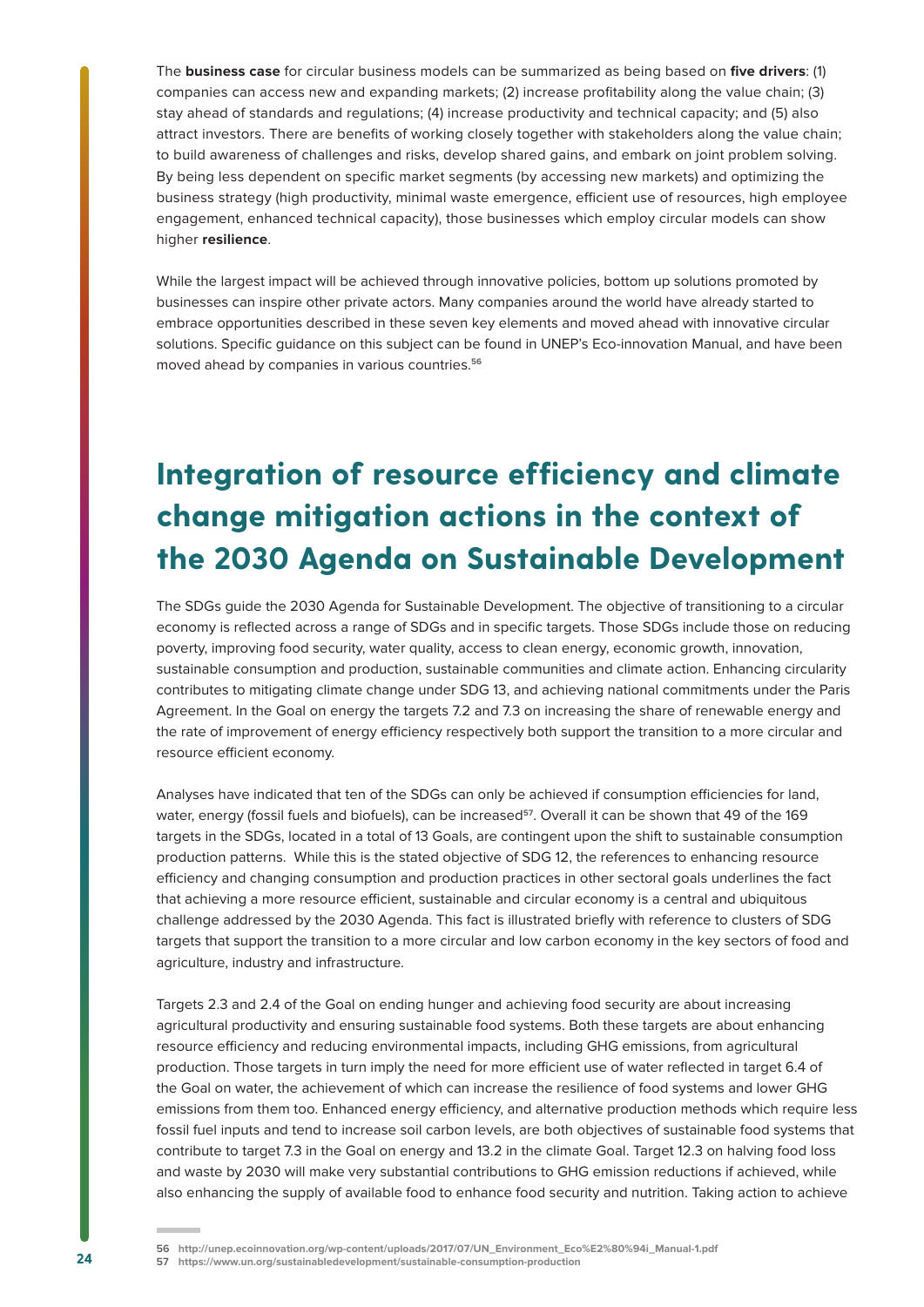The **business case** for circular business models can be summarized as being based on **five drivers**: (1) companies can access new and expanding markets; (2) increase profitability along the value chain; (3) stay ahead of standards and regulations; (4) increase productivity and technical capacity; and (5) also attract investors. There are benefits of working closely together with stakeholders along the value chain; to build awareness of challenges and risks, develop shared gains, and embark on joint problem solving. By being less dependent on specific market segments (by accessing new markets) and optimizing the business strategy (high productivity, minimal waste emergence, efficient use of resources, high employee engagement, enhanced technical capacity), those businesses which employ circular models can show higher **resilience**.

While the largest impact will be achieved through innovative policies, bottom up solutions promoted by businesses can inspire other private actors. Many companies around the world have already started to embrace opportunities described in these seven key elements and moved ahead with innovative circular solutions. Specific guidance on this subject can be found in UNEP's Eco-innovation Manual, and have been moved ahead by companies in various countries.[56]

# Integration of resource efficiency and climate change mitigation actions in the context of the 2030 Agenda on Sustainable Development

The SDGs guide the 2030 Agenda for Sustainable Development. The objective of transitioning to a circular economy is reflected across a range of SDGs and in specific targets. Those SDGs include those on reducing poverty, improving food security, water quality, access to clean energy, economic growth, innovation, sustainable consumption and production, sustainable communities and climate action. Enhancing circularity contributes to mitigating climate change under SDG 13, and achieving national commitments under the Paris Agreement. In the Goal on energy the targets 7.2 and 7.3 on increasing the share of renewable energy and the rate of improvement of energy efficiency respectively both support the transition to a more circular and resource efficient economy.

Analyses have indicated that ten of the SDGs can only be achieved if consumption efficiencies for land, water, energy (fossil fuels and biofuels), can be increased[57]. Overall it can be shown that 49 of the 169 targets in the SDGs, located in a total of 13 Goals, are contingent upon the shift to sustainable consumption production patterns. While this is the stated objective of SDG 12, the references to enhancing resource efficiency and changing consumption and production practices in other sectoral goals underlines the fact that achieving a more resource efficient, sustainable and circular economy is a central and ubiquitous challenge addressed by the 2030 Agenda. This fact is illustrated briefly with reference to clusters of SDG targets that support the transition to a more circular and low carbon economy in the key sectors of food and agriculture, industry and infrastructure.

Targets 2.3 and 2.4 of the Goal on ending hunger and achieving food security are about increasing agricultural productivity and ensuring sustainable food systems. Both these targets are about enhancing resource efficiency and reducing environmental impacts, including GHG emissions, from agricultural production. Those targets in turn imply the need for more efficient use of water reflected in target 6.4 of the Goal on water, the achievement of which can increase the resilience of food systems and lower GHG emissions from them too. Enhanced energy efficiency, and alternative production methods which require less fossil fuel inputs and tend to increase soil carbon levels, are both objectives of sustainable food systems that contribute to target 7.3 in the Goal on energy and 13.2 in the climate Goal. Target 12.3 on halving food loss and waste by 2030 will make very substantial contributions to GHG emission reductions if achieved, while also enhancing the supply of available food to enhance food security and nutrition. Taking action to achieve

56 http://unep.ecoinnovation.org/wp-content/uploads/2017/07/UN_Environment_Eco%E2%80%94i_Manual-1.pdf
57 https://www.un.org/sustainabledevelopment/sustainable-consumption-production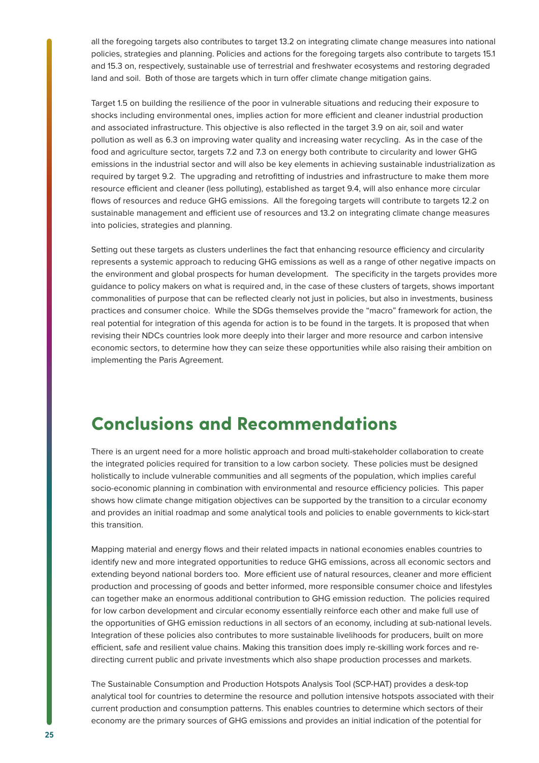all the foregoing targets also contributes to target 13.2 on integrating climate change measures into national policies, strategies and planning. Policies and actions for the foregoing targets also contribute to targets 15.1 and 15.3 on, respectively, sustainable use of terrestrial and freshwater ecosystems and restoring degraded land and soil. Both of those are targets which in turn offer climate change mitigation gains.

Target 1.5 on building the resilience of the poor in vulnerable situations and reducing their exposure to shocks including environmental ones, implies action for more efficient and cleaner industrial production and associated infrastructure. This objective is also reflected in the target 3.9 on air, soil and water pollution as well as 6.3 on improving water quality and increasing water recycling. As in the case of the food and agriculture sector, targets 7.2 and 7.3 on energy both contribute to circularity and lower GHG emissions in the industrial sector and will also be key elements in achieving sustainable industrialization as required by target 9.2. The upgrading and retrofitting of industries and infrastructure to make them more resource efficient and cleaner (less polluting), established as target 9.4, will also enhance more circular flows of resources and reduce GHG emissions. All the foregoing targets will contribute to targets 12.2 on sustainable management and efficient use of resources and 13.2 on integrating climate change measures into policies, strategies and planning.

Setting out these targets as clusters underlines the fact that enhancing resource efficiency and circularity represents a systemic approach to reducing GHG emissions as well as a range of other negative impacts on the environment and global prospects for human development. The specificity in the targets provides more guidance to policy makers on what is required and, in the case of these clusters of targets, shows important commonalities of purpose that can be reflected clearly not just in policies, but also in investments, business practices and consumer choice. While the SDGs themselves provide the "macro" framework for action, the real potential for integration of this agenda for action is to be found in the targets. It is proposed that when revising their NDCs countries look more deeply into their larger and more resource and carbon intensive economic sectors, to determine how they can seize these opportunities while also raising their ambition on implementing the Paris Agreement.

# Conclusions and Recommendations

There is an urgent need for a more holistic approach and broad multi-stakeholder collaboration to create the integrated policies required for transition to a low carbon society. These policies must be designed holistically to include vulnerable communities and all segments of the population, which implies careful socio-economic planning in combination with environmental and resource efficiency policies. This paper shows how climate change mitigation objectives can be supported by the transition to a circular economy and provides an initial roadmap and some analytical tools and policies to enable governments to kick-start this transition.

Mapping material and energy flows and their related impacts in national economies enables countries to identify new and more integrated opportunities to reduce GHG emissions, across all economic sectors and extending beyond national borders too. More efficient use of natural resources, cleaner and more efficient production and processing of goods and better informed, more responsible consumer choice and lifestyles can together make an enormous additional contribution to GHG emission reduction. The policies required for low carbon development and circular economy essentially reinforce each other and make full use of the opportunities of GHG emission reductions in all sectors of an economy, including at sub-national levels. Integration of these policies also contributes to more sustainable livelihoods for producers, built on more efficient, safe and resilient value chains. Making this transition does imply re-skilling work forces and re-directing current public and private investments which also shape production processes and markets.

The Sustainable Consumption and Production Hotspots Analysis Tool (SCP-HAT) provides a desk-top analytical tool for countries to determine the resource and pollution intensive hotspots associated with their current production and consumption patterns. This enables countries to determine which sectors of their economy are the primary sources of GHG emissions and provides an initial indication of the potential for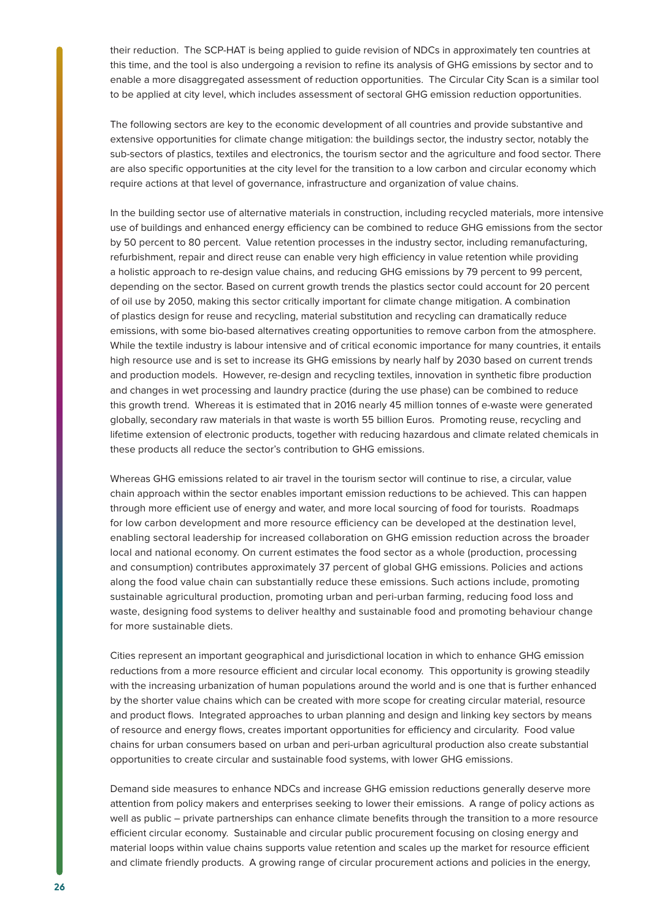their reduction. The SCP-HAT is being applied to guide revision of NDCs in approximately ten countries at this time, and the tool is also undergoing a revision to refine its analysis of GHG emissions by sector and to enable a more disaggregated assessment of reduction opportunities. The Circular City Scan is a similar tool to be applied at city level, which includes assessment of sectoral GHG emission reduction opportunities.

The following sectors are key to the economic development of all countries and provide substantive and extensive opportunities for climate change mitigation: the buildings sector, the industry sector, notably the sub-sectors of plastics, textiles and electronics, the tourism sector and the agriculture and food sector. There are also specific opportunities at the city level for the transition to a low carbon and circular economy which require actions at that level of governance, infrastructure and organization of value chains.

In the building sector use of alternative materials in construction, including recycled materials, more intensive use of buildings and enhanced energy efficiency can be combined to reduce GHG emissions from the sector by 50 percent to 80 percent. Value retention processes in the industry sector, including remanufacturing, refurbishment, repair and direct reuse can enable very high efficiency in value retention while providing a holistic approach to re-design value chains, and reducing GHG emissions by 79 percent to 99 percent, depending on the sector. Based on current growth trends the plastics sector could account for 20 percent of oil use by 2050, making this sector critically important for climate change mitigation. A combination of plastics design for reuse and recycling, material substitution and recycling can dramatically reduce emissions, with some bio-based alternatives creating opportunities to remove carbon from the atmosphere. While the textile industry is labour intensive and of critical economic importance for many countries, it entails high resource use and is set to increase its GHG emissions by nearly half by 2030 based on current trends and production models. However, re-design and recycling textiles, innovation in synthetic fibre production and changes in wet processing and laundry practice (during the use phase) can be combined to reduce this growth trend. Whereas it is estimated that in 2016 nearly 45 million tonnes of e-waste were generated globally, secondary raw materials in that waste is worth 55 billion Euros. Promoting reuse, recycling and lifetime extension of electronic products, together with reducing hazardous and climate related chemicals in these products all reduce the sector's contribution to GHG emissions.

Whereas GHG emissions related to air travel in the tourism sector will continue to rise, a circular, value chain approach within the sector enables important emission reductions to be achieved. This can happen through more efficient use of energy and water, and more local sourcing of food for tourists. Roadmaps for low carbon development and more resource efficiency can be developed at the destination level, enabling sectoral leadership for increased collaboration on GHG emission reduction across the broader local and national economy. On current estimates the food sector as a whole (production, processing and consumption) contributes approximately 37 percent of global GHG emissions. Policies and actions along the food value chain can substantially reduce these emissions. Such actions include, promoting sustainable agricultural production, promoting urban and peri-urban farming, reducing food loss and waste, designing food systems to deliver healthy and sustainable food and promoting behaviour change for more sustainable diets.

Cities represent an important geographical and jurisdictional location in which to enhance GHG emission reductions from a more resource efficient and circular local economy. This opportunity is growing steadily with the increasing urbanization of human populations around the world and is one that is further enhanced by the shorter value chains which can be created with more scope for creating circular material, resource and product flows. Integrated approaches to urban planning and design and linking key sectors by means of resource and energy flows, creates important opportunities for efficiency and circularity. Food value chains for urban consumers based on urban and peri-urban agricultural production also create substantial opportunities to create circular and sustainable food systems, with lower GHG emissions.

Demand side measures to enhance NDCs and increase GHG emission reductions generally deserve more attention from policy makers and enterprises seeking to lower their emissions. A range of policy actions as well as public – private partnerships can enhance climate benefits through the transition to a more resource efficient circular economy. Sustainable and circular public procurement focusing on closing energy and material loops within value chains supports value retention and scales up the market for resource efficient and climate friendly products. A growing range of circular procurement actions and policies in the energy,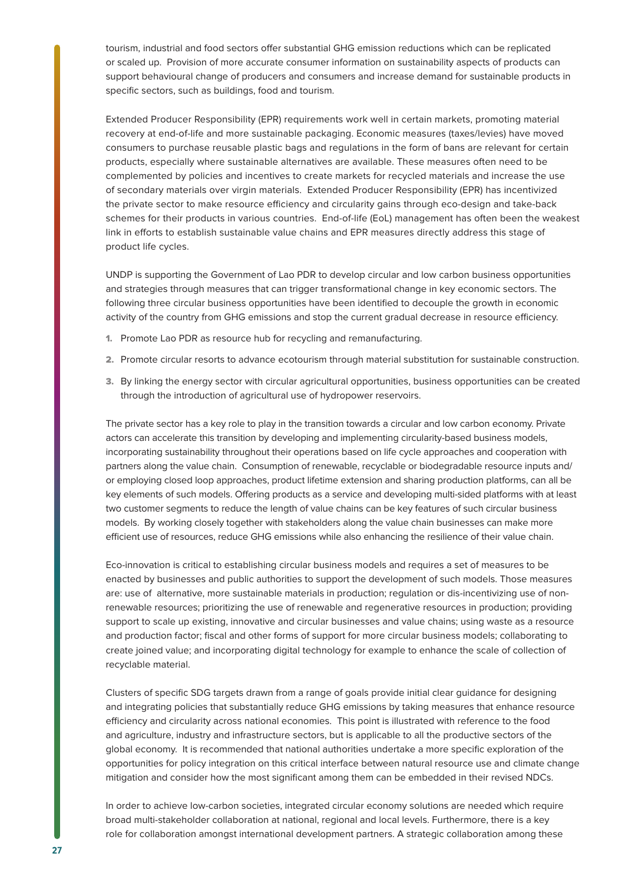tourism, industrial and food sectors offer substantial GHG emission reductions which can be replicated or scaled up. Provision of more accurate consumer information on sustainability aspects of products can support behavioural change of producers and consumers and increase demand for sustainable products in specific sectors, such as buildings, food and tourism.

Extended Producer Responsibility (EPR) requirements work well in certain markets, promoting material recovery at end-of-life and more sustainable packaging. Economic measures (taxes/levies) have moved consumers to purchase reusable plastic bags and regulations in the form of bans are relevant for certain products, especially where sustainable alternatives are available. These measures often need to be complemented by policies and incentives to create markets for recycled materials and increase the use of secondary materials over virgin materials. Extended Producer Responsibility (EPR) has incentivized the private sector to make resource efficiency and circularity gains through eco-design and take-back schemes for their products in various countries. End-of-life (EoL) management has often been the weakest link in efforts to establish sustainable value chains and EPR measures directly address this stage of product life cycles.

UNDP is supporting the Government of Lao PDR to develop circular and low carbon business opportunities and strategies through measures that can trigger transformational change in key economic sectors. The following three circular business opportunities have been identified to decouple the growth in economic activity of the country from GHG emissions and stop the current gradual decrease in resource efficiency.

1. Promote Lao PDR as resource hub for recycling and remanufacturing.
2. Promote circular resorts to advance ecotourism through material substitution for sustainable construction.
3. By linking the energy sector with circular agricultural opportunities, business opportunities can be created through the introduction of agricultural use of hydropower reservoirs.

The private sector has a key role to play in the transition towards a circular and low carbon economy. Private actors can accelerate this transition by developing and implementing circularity-based business models, incorporating sustainability throughout their operations based on life cycle approaches and cooperation with partners along the value chain. Consumption of renewable, recyclable or biodegradable resource inputs and/or employing closed loop approaches, product lifetime extension and sharing production platforms, can all be key elements of such models. Offering products as a service and developing multi-sided platforms with at least two customer segments to reduce the length of value chains can be key features of such circular business models. By working closely together with stakeholders along the value chain businesses can make more efficient use of resources, reduce GHG emissions while also enhancing the resilience of their value chain.

Eco-innovation is critical to establishing circular business models and requires a set of measures to be enacted by businesses and public authorities to support the development of such models. Those measures are: use of alternative, more sustainable materials in production; regulation or dis-incentivizing use of non-renewable resources; prioritizing the use of renewable and regenerative resources in production; providing support to scale up existing, innovative and circular businesses and value chains; using waste as a resource and production factor; fiscal and other forms of support for more circular business models; collaborating to create joined value; and incorporating digital technology for example to enhance the scale of collection of recyclable material.

Clusters of specific SDG targets drawn from a range of goals provide initial clear guidance for designing and integrating policies that substantially reduce GHG emissions by taking measures that enhance resource efficiency and circularity across national economies. This point is illustrated with reference to the food and agriculture, industry and infrastructure sectors, but is applicable to all the productive sectors of the global economy. It is recommended that national authorities undertake a more specific exploration of the opportunities for policy integration on this critical interface between natural resource use and climate change mitigation and consider how the most significant among them can be embedded in their revised NDCs.

In order to achieve low-carbon societies, integrated circular economy solutions are needed which require broad multi-stakeholder collaboration at national, regional and local levels. Furthermore, there is a key role for collaboration amongst international development partners. A strategic collaboration among these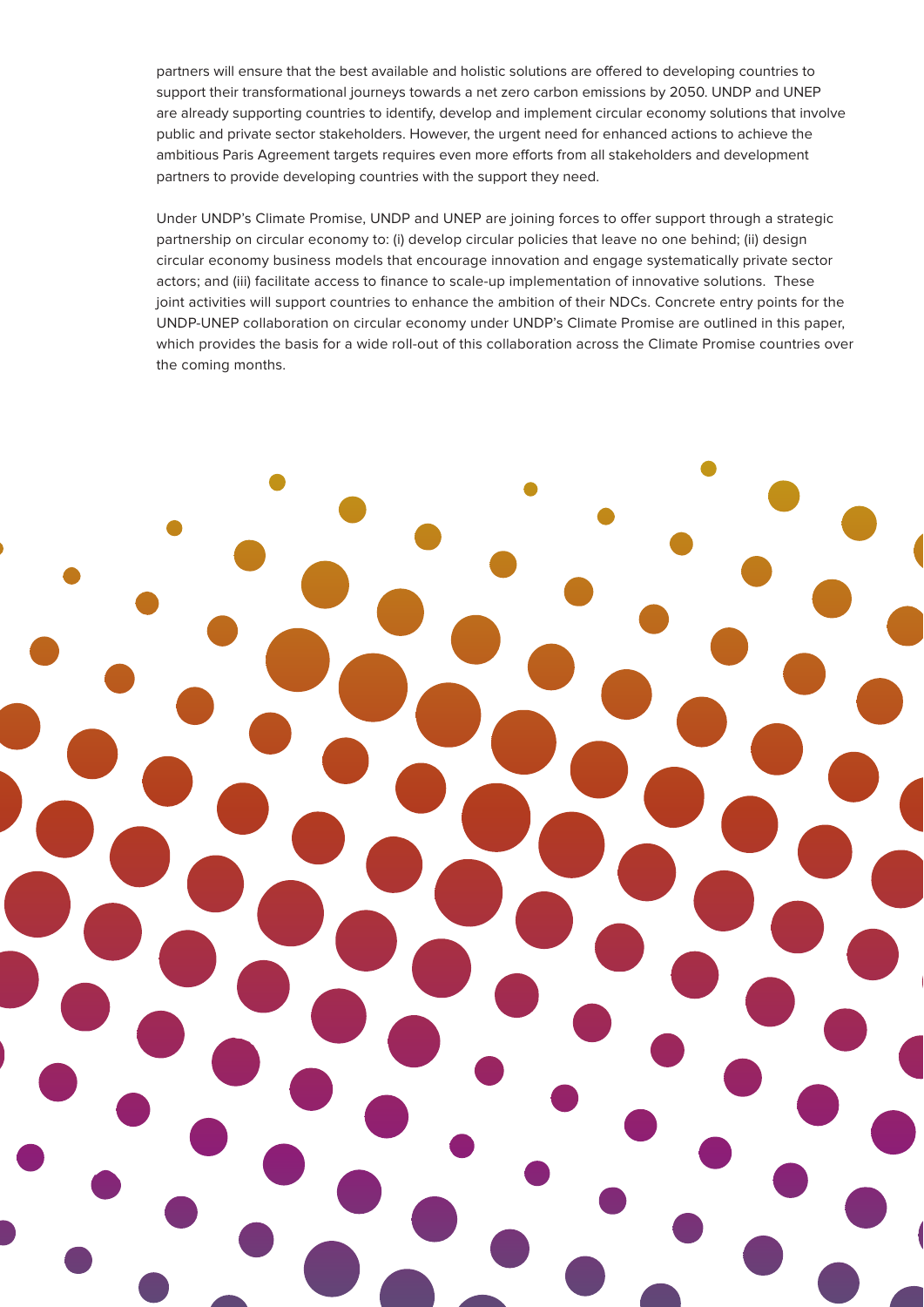partners will ensure that the best available and holistic solutions are offered to developing countries to support their transformational journeys towards a net zero carbon emissions by 2050. UNDP and UNEP are already supporting countries to identify, develop and implement circular economy solutions that involve public and private sector stakeholders. However, the urgent need for enhanced actions to achieve the ambitious Paris Agreement targets requires even more efforts from all stakeholders and development partners to provide developing countries with the support they need.

Under UNDP's Climate Promise, UNDP and UNEP are joining forces to offer support through a strategic partnership on circular economy to: (i) develop circular policies that leave no one behind; (ii) design circular economy business models that encourage innovation and engage systematically private sector actors; and (iii) facilitate access to finance to scale-up implementation of innovative solutions. These joint activities will support countries to enhance the ambition of their NDCs. Concrete entry points for the UNDP-UNEP collaboration on circular economy under UNDP's Climate Promise are outlined in this paper, which provides the basis for a wide roll-out of this collaboration across the Climate Promise countries over the coming months.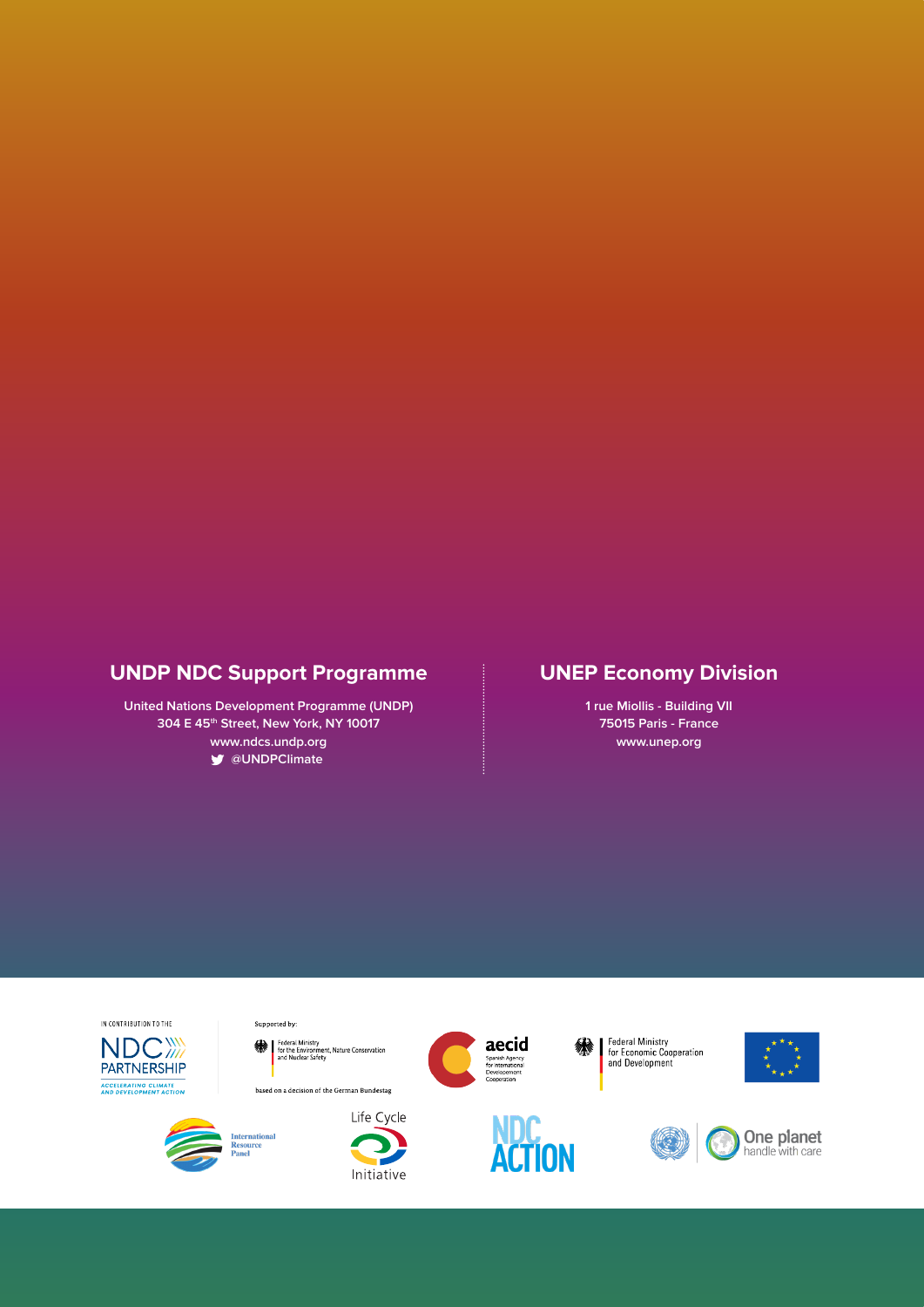## UNDP NDC Support Programme

United Nations Development Programme (UNDP)
304 E 45th Street, New York, NY 10017
www.ndcs.undp.org
@UNDPClimate

## UNEP Economy Division

1 rue Miollis - Building VII
75015 Paris - France
www.unep.org

IN CONTRIBUTION TO THE
NDC PARTNERSHIP
ACCELERATING CLIMATE AND DEVELOPMENT ACTION

Supported by:
Federal Ministry for the Environment, Nature Conservation and Nuclear Safety
based on a decision of the German Bundestag

aecid
Spanish Agency for International Development Cooperation

Federal Ministry for Economic Cooperation and Development

International Resource Panel

Life Cycle Initiative

NDC ACTION

One planet
handle with care